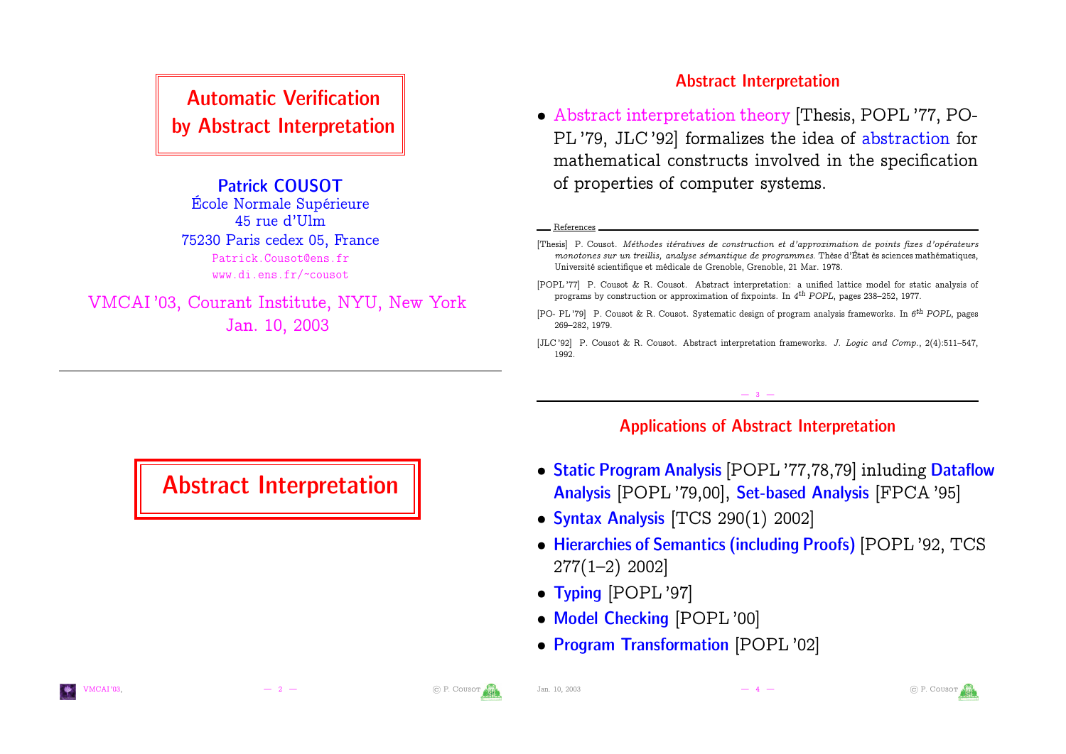# Automatic Verification by Abstract Interpretation

**Patrick COUSOT**
École Normale Supérieure
45 rue d'Ulm
75230 Paris cedex 05, France
Patrick.Cousot@ens.fr
www.di.ens.fr/~cousot

VMCAI '03, Courant Institute, NYU, New York
Jan. 10, 2003

---

# Abstract Interpretation

---

## Abstract Interpretation

- Abstract interpretation theory [Thesis, POPL '77, POPL '79, JLC '92] formalizes the idea of abstraction for mathematical constructs involved in the specification of properties of computer systems.

References

[Thesis] P. Cousot. *Méthodes itératives de construction et d'approximation de points fixes d'opérateurs monotones sur un treillis, analyse sémantique de programmes.* Thèse d'État ès sciences mathématiques, Université scientifique et médicale de Grenoble, Grenoble, 21 Mar. 1978.

[POPL '77] P. Cousot & R. Cousot. Abstract interpretation: a unified lattice model for static analysis of programs by construction or approximation of fixpoints. In $4^{th}$ *POPL*, pages 238–252, 1977.

[PO- PL '79] P. Cousot & R. Cousot. Systematic design of program analysis frameworks. In $6^{th}$ *POPL*, pages 269–282, 1979.

[JLC '92] P. Cousot & R. Cousot. Abstract interpretation frameworks. *J. Logic and Comp.*, 2(4):511–547, 1992.

---

## Applications of Abstract Interpretation

- **Static Program Analysis** [POPL '77,78,79] inluding **Dataflow Analysis** [POPL '79,00], **Set-based Analysis** [FPCA '95]
- **Syntax Analysis** [TCS 290(1) 2002]
- **Hierarchies of Semantics (including Proofs)** [POPL '92, TCS 277(1–2) 2002]
- **Typing** [POPL '97]
- **Model Checking** [POPL '00]
- **Program Transformation** [POPL '02]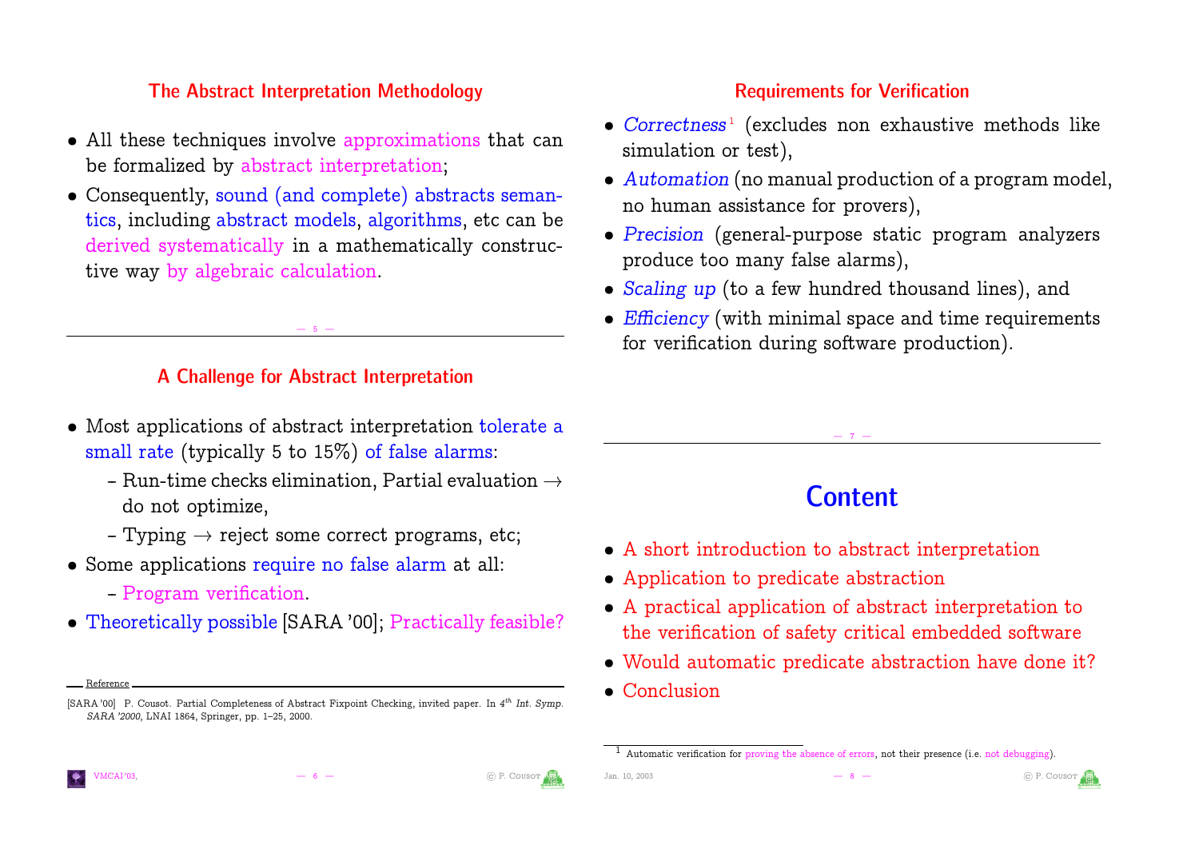## The Abstract Interpretation Methodology

- All these techniques involve approximations that can be formalized by abstract interpretation;
- Consequently, sound (and complete) abstracts semantics, including abstract models, algorithms, etc can be derived systematically in a mathematically constructive way by algebraic calculation.

## A Challenge for Abstract Interpretation

- Most applications of abstract interpretation tolerate a small rate (typically 5 to 15%) of false alarms:
  - Run-time checks elimination, Partial evaluation → do not optimize,
  - Typing → reject some correct programs, etc;
- Some applications require no false alarm at all:
  - Program verification.
- Theoretically possible [SARA '00]; Practically feasible?

Reference

[SARA '00] P. Cousot. Partial Completeness of Abstract Fixpoint Checking, invited paper. In $4^{th}$ *Int. Symp. SARA '2000*, LNAI 1864, Springer, pp. 1–25, 2000.

## Requirements for Verification

- *Correctness*[1] (excludes non exhaustive methods like simulation or test),
- *Automation* (no manual production of a program model, no human assistance for provers),
- *Precision* (general-purpose static program analyzers produce too many false alarms),
- *Scaling up* (to a few hundred thousand lines), and
- *Efficiency* (with minimal space and time requirements for verification during software production).

# Content

- A short introduction to abstract interpretation
- Application to predicate abstraction
- A practical application of abstract interpretation to the verification of safety critical embedded software
- Would automatic predicate abstraction have done it?
- Conclusion

[1] Automatic verification for proving the absence of errors, not their presence (i.e. not debugging).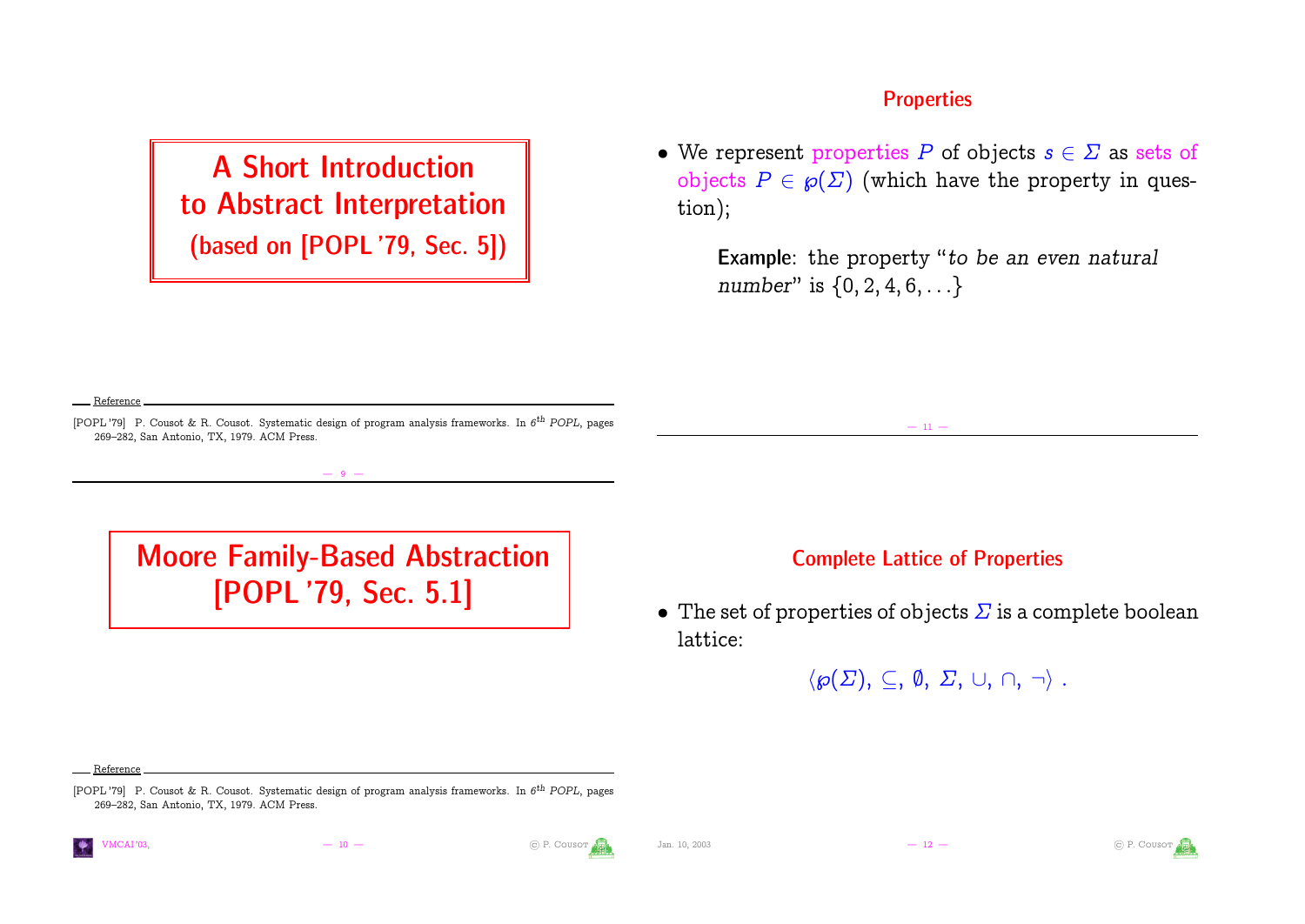# A Short Introduction to Abstract Interpretation (based on [POPL '79, Sec. 5])

Reference

[POPL '79] P. Cousot & R. Cousot. Systematic design of program analysis frameworks. In $6^{th}$ *POPL*, pages 269–282, San Antonio, TX, 1979. ACM Press.

## Properties

- We represent properties $P$ of objects $s \in \Sigma$ as sets of objects $P \in \wp(\Sigma)$ (which have the property in question);

  **Example**: the property "*to be an even natural number*" is $\{0, 2, 4, 6, \ldots\}$

# Moore Family-Based Abstraction [POPL '79, Sec. 5.1]

Reference

[POPL '79] P. Cousot & R. Cousot. Systematic design of program analysis frameworks. In $6^{th}$ *POPL*, pages 269–282, San Antonio, TX, 1979. ACM Press.

## Complete Lattice of Properties

- The set of properties of objects $\Sigma$ is a complete boolean lattice:

$$\langle \wp(\Sigma),\ \subseteq,\ \emptyset,\ \Sigma,\ \cup,\ \cap,\ \neg \rangle\ .$$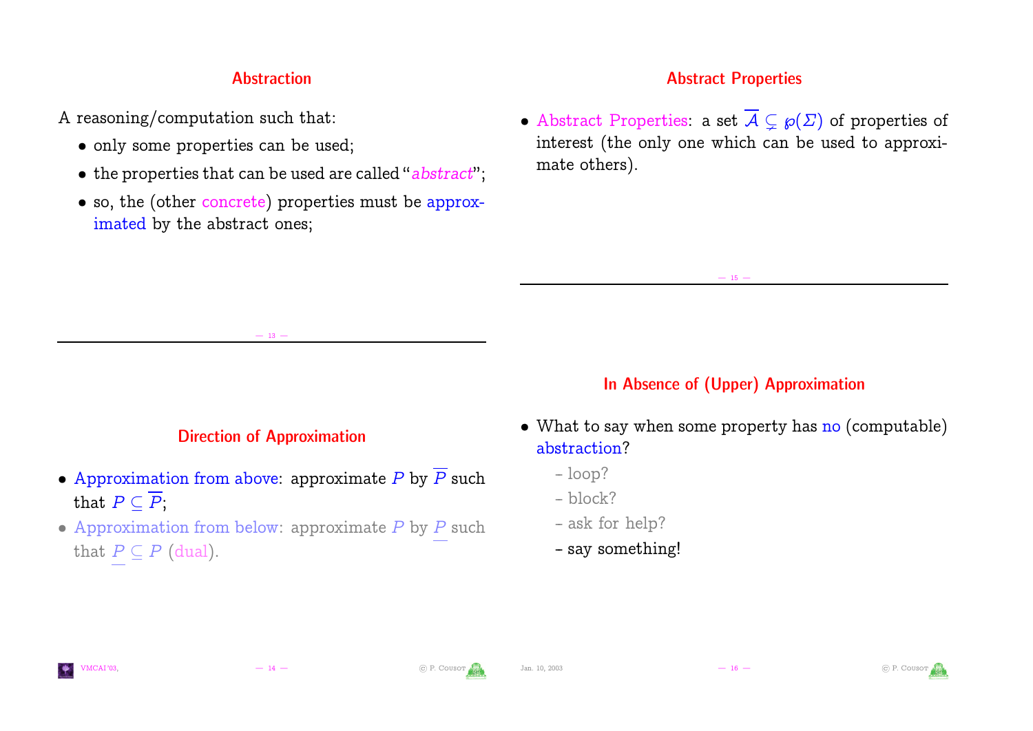## Abstraction

A reasoning/computation such that:

- only some properties can be used;
- the properties that can be used are called "*abstract*";
- so, the (other concrete) properties must be approximated by the abstract ones;

## Direction of Approximation

- Approximation from above: approximate $P$ by $\overline{P}$ such that $P \subseteq \overline{P}$;
- Approximation from below: approximate $P$ by $\underline{P}$ such that $\underline{P} \subseteq P$ (dual).

## Abstract Properties

- Abstract Properties: a set $\overline{\mathcal{A}} \subsetneq \wp(\Sigma)$ of properties of interest (the only one which can be used to approximate others).

## In Absence of (Upper) Approximation

- What to say when some property has no (computable) abstraction?
  - loop?
  - block?
  - ask for help?
  - say something!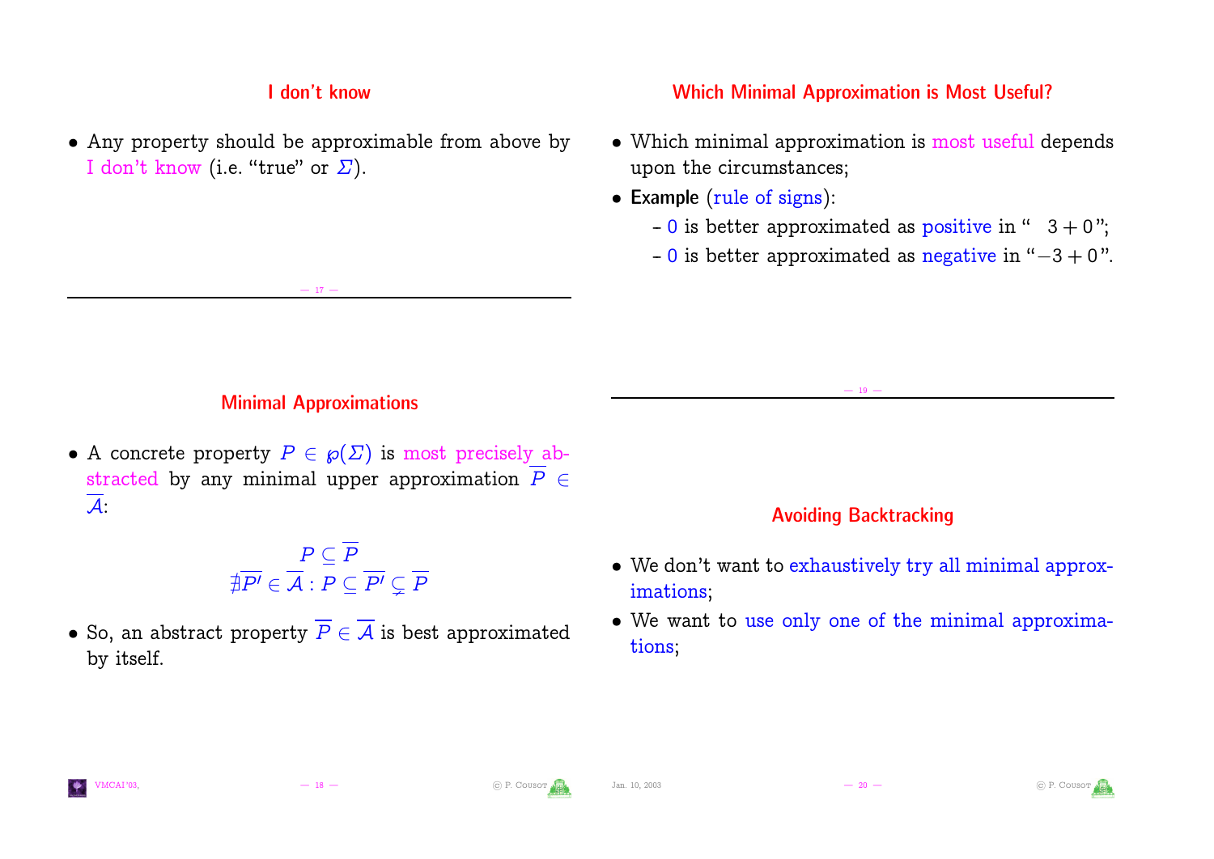## I don't know

- Any property should be approximable from above by I don't know (i.e. "true" or $\Sigma$).

## Minimal Approximations

- A concrete property $P \in \wp(\Sigma)$ is most precisely abstracted by any minimal upper approximation $\overline{P} \in \overline{\mathcal{A}}$:

$$P \subseteq \overline{P}$$
$$\nexists \overline{P'} \in \overline{\mathcal{A}} : P \subseteq \overline{P'} \subsetneq \overline{P}$$

- So, an abstract property $\overline{P} \in \overline{\mathcal{A}}$ is best approximated by itself.

## Which Minimal Approximation is Most Useful?

- Which minimal approximation is most useful depends upon the circumstances;
- **Example** (rule of signs):
  - $0$ is better approximated as positive in "$\ \ 3 + 0$";
  - $0$ is better approximated as negative in "$-3 + 0$".

## Avoiding Backtracking

- We don't want to exhaustively try all minimal approximations;
- We want to use only one of the minimal approximations;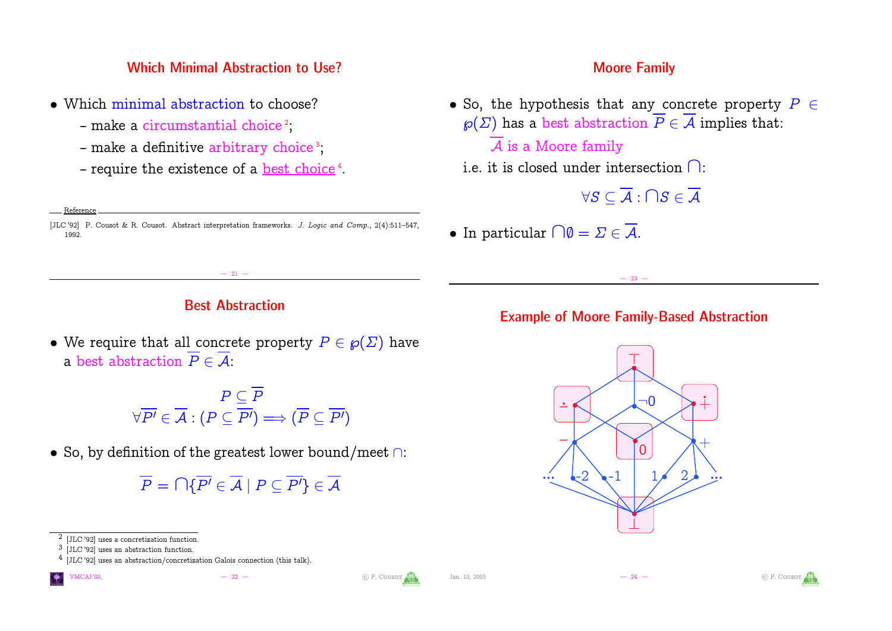## Which Minimal Abstraction to Use?

- Which minimal abstraction to choose?
  - make a circumstantial choice [2];
  - make a definitive arbitrary choice [3];
  - require the existence of a best choice [4].

Reference

[JLC '92] P. Cousot & R. Cousot. Abstract interpretation frameworks. *J. Logic and Comp.*, 2(4):511–547, 1992.

## Best Abstraction

- We require that all concrete property $P \in \wp(\Sigma)$ have a best abstraction $\overline{P} \in \overline{\mathcal{A}}$:

$$P \subseteq \overline{P}$$
$$\forall \overline{P'} \in \overline{\mathcal{A}} : (P \subseteq \overline{P'}) \Longrightarrow (\overline{P} \subseteq \overline{P'})$$

- So, by definition of the greatest lower bound/meet $\cap$:

$$\overline{P} = \bigcap \{\overline{P'} \in \overline{\mathcal{A}} \mid P \subseteq \overline{P'}\} \in \overline{\mathcal{A}}$$

[2] [JLC '92] uses a concretization function.
[3] [JLC '92] uses an abstraction function.
[4] [JLC '92] uses an abstraction/concretization Galois connection (this talk).

## Moore Family

- So, the hypothesis that any concrete property $P \in \wp(\Sigma)$ has a best abstraction $\overline{P} \in \overline{\mathcal{A}}$ implies that:

  $\overline{\mathcal{A}}$ is a Moore family

  i.e. it is closed under intersection $\bigcap$:

$$\forall S \subseteq \overline{\mathcal{A}} : \bigcap S \in \overline{\mathcal{A}}$$

- In particular $\bigcap \emptyset = \Sigma \in \overline{\mathcal{A}}$.

## Example of Moore Family-Based Abstraction

$\top$
$\dot{-}$ $\neg 0$ $\dot{+}$
$-$ $0$ $+$
... -2 -1 1 2 ...
$\bot$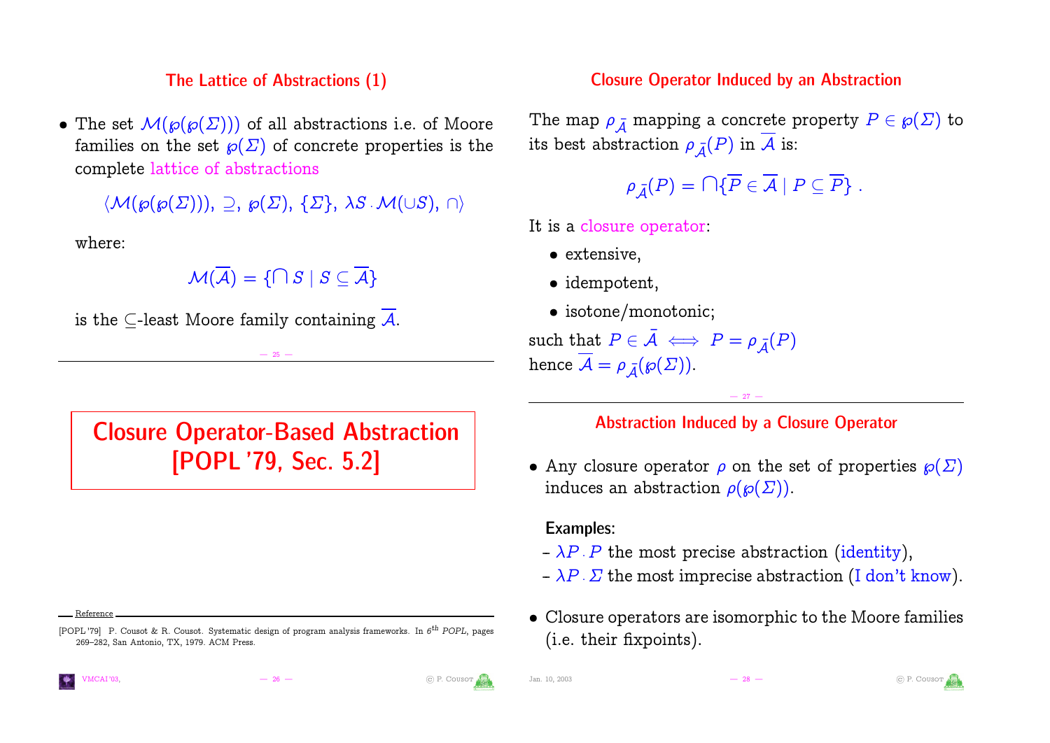## The Lattice of Abstractions (1)

- The set $\mathcal{M}(\wp(\wp(\Sigma)))$ of all abstractions i.e. of Moore families on the set $\wp(\Sigma)$ of concrete properties is the complete lattice of abstractions

$$\langle \mathcal{M}(\wp(\wp(\Sigma))),\ \supseteq,\ \wp(\Sigma),\ \{\Sigma\},\ \lambda S \cdot \mathcal{M}(\cup S),\ \cap \rangle$$

where:

$$\mathcal{M}(\overline{\mathcal{A}}) = \{\bigcap S \mid S \subseteq \overline{\mathcal{A}}\}$$

is the $\subseteq$-least Moore family containing $\overline{\mathcal{A}}$.

# Closure Operator-Based Abstraction [POPL '79, Sec. 5.2]

Reference

[POPL '79] P. Cousot & R. Cousot. Systematic design of program analysis frameworks. In $6^{th}$ *POPL*, pages 269–282, San Antonio, TX, 1979. ACM Press.

## Closure Operator Induced by an Abstraction

The map $\rho_{\bar{\mathcal{A}}}$ mapping a concrete property $P \in \wp(\Sigma)$ to its best abstraction $\rho_{\bar{\mathcal{A}}}(P)$ in $\overline{\mathcal{A}}$ is:

$$\rho_{\bar{\mathcal{A}}}(P) = \bigcap\{\overline{P} \in \overline{\mathcal{A}} \mid P \subseteq \overline{P}\} .$$

It is a closure operator:

- extensive,
- idempotent,
- isotone/monotonic;

such that $P \in \bar{\mathcal{A}} \iff P = \rho_{\bar{\mathcal{A}}}(P)$
hence $\overline{\mathcal{A}} = \rho_{\bar{\mathcal{A}}}(\wp(\Sigma))$.

## Abstraction Induced by a Closure Operator

- Any closure operator $\rho$ on the set of properties $\wp(\Sigma)$ induces an abstraction $\rho(\wp(\Sigma))$.

**Examples:**

- $\lambda P \cdot P$ the most precise abstraction (identity),
- $\lambda P \cdot \Sigma$ the most imprecise abstraction (I don't know).

- Closure operators are isomorphic to the Moore families (i.e. their fixpoints).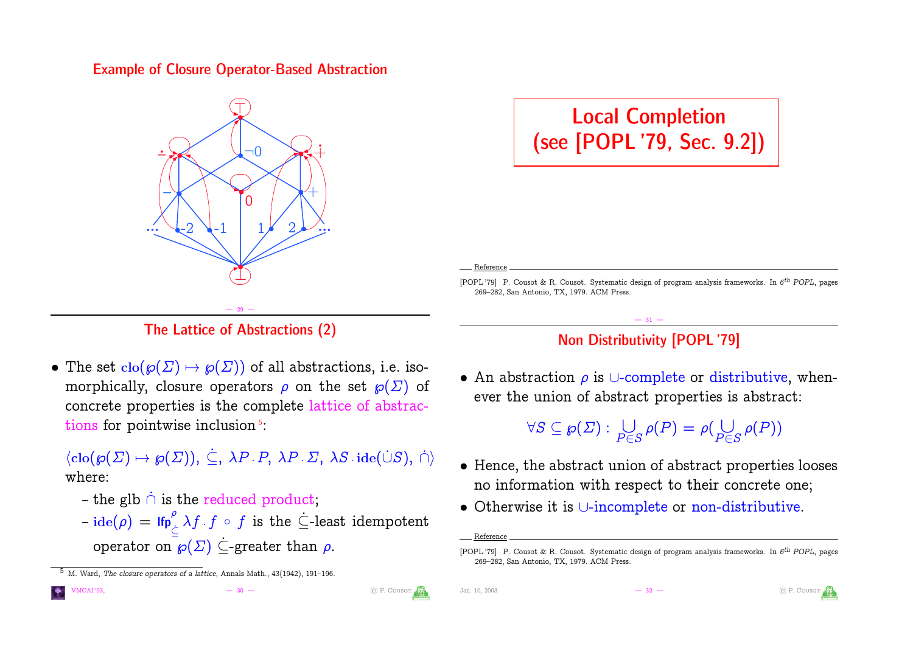## Example of Closure Operator-Based Abstraction

⊤

$\dot{-}$ ¬0 $\dot{+}$

− 0 +

... -2 -1 1 2 ...

⊥

## The Lattice of Abstractions (2)

- The set $\mathbf{clo}(\wp(\Sigma) \mapsto \wp(\Sigma))$ of all abstractions, i.e. isomorphically, closure operators $\rho$ on the set $\wp(\Sigma)$ of concrete properties is the complete lattice of abstractions for pointwise inclusion [5]:

  $\langle \mathbf{clo}(\wp(\Sigma) \mapsto \wp(\Sigma)),\ \dot{\subseteq},\ \lambda P \cdot P,\ \lambda P \cdot \Sigma,\ \lambda S \cdot \mathbf{ide}(\dot{\cup} S),\ \dot{\cap}\rangle$ where:

  – the glb $\dot{\cap}$ is the reduced product;

  – $\mathbf{ide}(\rho) = \mathsf{lfp}^{\rho}_{\dot{\subseteq}}\ \lambda f \cdot f \circ f$ is the $\dot{\subseteq}$-least idempotent operator on $\wp(\Sigma)$ $\dot{\subseteq}$-greater than $\rho$.

[5] M. Ward, *The closure operators of a lattice*, Annals Math., 43(1942), 191–196.

## Local Completion (see [POPL '79, Sec. 9.2])

Reference

[POPL '79] P. Cousot & R. Cousot. Systematic design of program analysis frameworks. In $6^{th}$ *POPL*, pages 269–282, San Antonio, TX, 1979. ACM Press.

## Non Distributivity [POPL '79]

- An abstraction $\rho$ is $\cup$-complete or distributive, whenever the union of abstract properties is abstract:

$$\forall S \subseteq \wp(\Sigma) : \bigcup_{P \in S} \rho(P) = \rho(\bigcup_{P \in S} \rho(P))$$

- Hence, the abstract union of abstract properties looses no information with respect to their concrete one;
- Otherwise it is $\cup$-incomplete or non-distributive.

Reference

[POPL '79] P. Cousot & R. Cousot. Systematic design of program analysis frameworks. In $6^{th}$ *POPL*, pages 269–282, San Antonio, TX, 1979. ACM Press.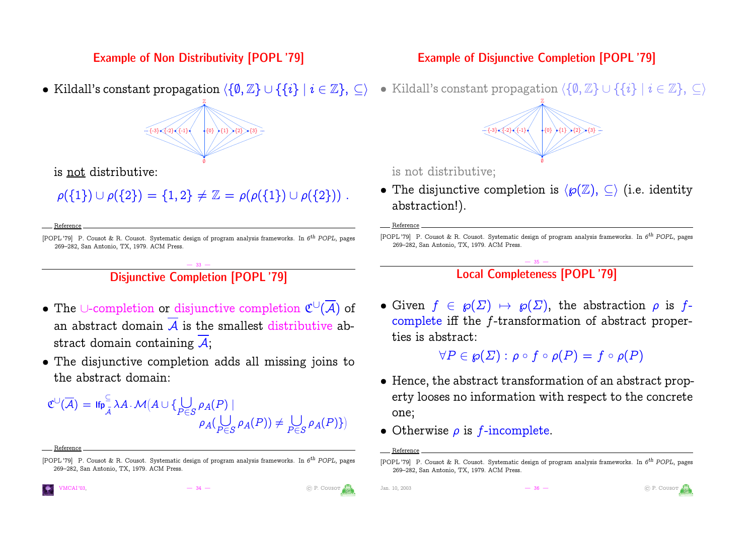## Example of Non Distributivity [POPL '79]

- Kildall's constant propagation $\langle\{\emptyset, \mathbb{Z}\} \cup \{\{i\} \mid i \in \mathbb{Z}\},\ \subseteq\rangle$

$\mathbb{Z}$

... {-3} {-2} {-1} {0} {1} {2} {3} ...

$\emptyset$

is not distributive:

$$\rho(\{1\}) \cup \rho(\{2\}) = \{1, 2\} \neq \mathbb{Z} = \rho(\rho(\{1\}) \cup \rho(\{2\}))\ .$$

Reference

[POPL '79] P. Cousot & R. Cousot. Systematic design of program analysis frameworks. In *6th POPL*, pages 269–282, San Antonio, TX, 1979. ACM Press.

## Disjunctive Completion [POPL '79]

- The $\cup$-completion or disjunctive completion $\mathfrak{C}^{\cup}(\overline{\mathcal{A}})$ of an abstract domain $\overline{\mathcal{A}}$ is the smallest distributive abstract domain containing $\overline{\mathcal{A}}$;
- The disjunctive completion adds all missing joins to the abstract domain:

$$\mathfrak{C}^{\cup}(\overline{\mathcal{A}}) = \mathsf{lfp}^{\subseteq}_{\overline{\mathcal{A}}}\, \lambda A \cdot \mathcal{M}\big(A \cup \{\bigcup_{P \in S} \rho_A(P) \mid \rho_A(\bigcup_{P \in S} \rho_A(P)) \neq \bigcup_{P \in S} \rho_A(P)\}\big)$$

Reference

[POPL '79] P. Cousot & R. Cousot. Systematic design of program analysis frameworks. In *6th POPL*, pages 269–282, San Antonio, TX, 1979. ACM Press.

## Example of Disjunctive Completion [POPL '79]

- Kildall's constant propagation $\langle\{\emptyset, \mathbb{Z}\} \cup \{\{i\} \mid i \in \mathbb{Z}\},\ \subseteq\rangle$

$\mathbb{Z}$

... {-3} {-2} {-1} {0} {1} {2} {3} ...

$\emptyset$

is not distributive;

- The disjunctive completion is $\langle\wp(\mathbb{Z}),\ \subseteq\rangle$ (i.e. identity abstraction!).

Reference

[POPL '79] P. Cousot & R. Cousot. Systematic design of program analysis frameworks. In *6th POPL*, pages 269–282, San Antonio, TX, 1979. ACM Press.

## Local Completeness [POPL '79]

- Given $f \in \wp(\Sigma) \mapsto \wp(\Sigma)$, the abstraction $\rho$ is $f$-complete iff the $f$-transformation of abstract properties is abstract:

$$\forall P \in \wp(\Sigma) : \rho \circ f \circ \rho(P) = f \circ \rho(P)$$

- Hence, the abstract transformation of an abstract property looses no information with respect to the concrete one;
- Otherwise $\rho$ is $f$-incomplete.

Reference

[POPL '79] P. Cousot & R. Cousot. Systematic design of program analysis frameworks. In *6th POPL*, pages 269–282, San Antonio, TX, 1979. ACM Press.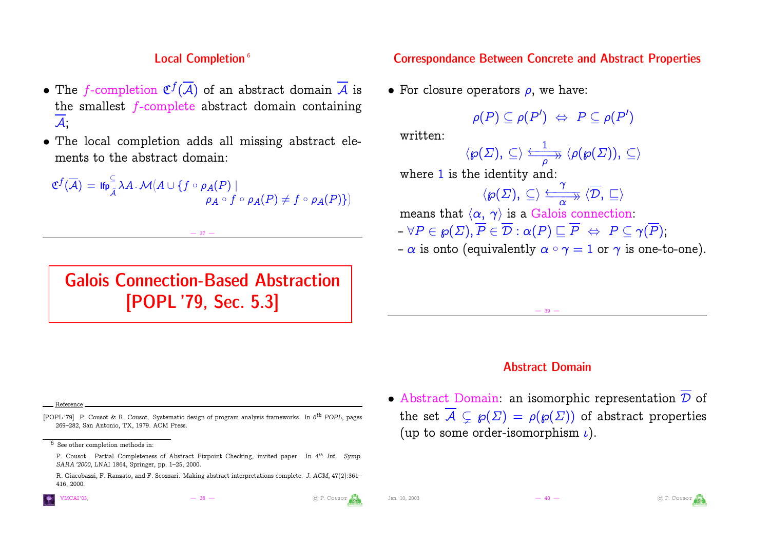## Local Completion [6]

- The $f$-completion $\mathfrak{C}^f(\overline{\mathcal{A}})$ of an abstract domain $\overline{\mathcal{A}}$ is the smallest $f$-complete abstract domain containing $\overline{\mathcal{A}}$;
- The local completion adds all missing abstract elements to the abstract domain:

$$\mathfrak{C}^f(\overline{\mathcal{A}}) = \mathsf{lfp}^{\subseteq}_{\overline{\mathcal{A}}} \lambda A \cdot \mathcal{M}\big(A \cup \{f \circ \rho_A(P) \mid \rho_A \circ f \circ \rho_A(P) \neq f \circ \rho_A(P)\}\big)$$

# Galois Connection-Based Abstraction [POPL '79, Sec. 5.3]

Reference

[POPL '79] P. Cousot & R. Cousot. Systematic design of program analysis frameworks. In $6^{th}$ *POPL*, pages 269–282, San Antonio, TX, 1979. ACM Press.

[6] See other completion methods in:

P. Cousot. Partial Completeness of Abstract Fixpoint Checking, invited paper. In $4^{th}$ *Int. Symp. SARA '2000*, LNAI 1864, Springer, pp. 1–25, 2000.

R. Giacobazzi, F. Ranzato, and F. Scozzari. Making abstract interpretations complete. *J. ACM*, 47(2):361–416, 2000.

## Correspondance Between Concrete and Abstract Properties

- For closure operators $\rho$, we have:

$$\rho(P) \subseteq \rho(P') \Leftrightarrow P \subseteq \rho(P')$$

written:

$$\langle \wp(\Sigma), \subseteq \rangle \xleftarrow[\rho]{1} \langle \rho(\wp(\Sigma)), \subseteq \rangle$$

where $1$ is the identity and:

$$\langle \wp(\Sigma), \subseteq \rangle \xleftarrow[\alpha]{\gamma} \langle \overline{\mathcal{D}}, \sqsubseteq \rangle$$

means that $\langle \alpha, \gamma \rangle$ is a Galois connection:

- $\forall P \in \wp(\Sigma), \overline{P} \in \overline{\mathcal{D}} : \alpha(P) \sqsubseteq \overline{P} \Leftrightarrow P \subseteq \gamma(\overline{P})$;
- $\alpha$ is onto (equivalently $\alpha \circ \gamma = 1$ or $\gamma$ is one-to-one).

## Abstract Domain

- Abstract Domain: an isomorphic representation $\overline{\mathcal{D}}$ of the set $\overline{\mathcal{A}} \subsetneq \wp(\Sigma) = \rho(\wp(\Sigma))$ of abstract properties (up to some order-isomorphism $\iota$).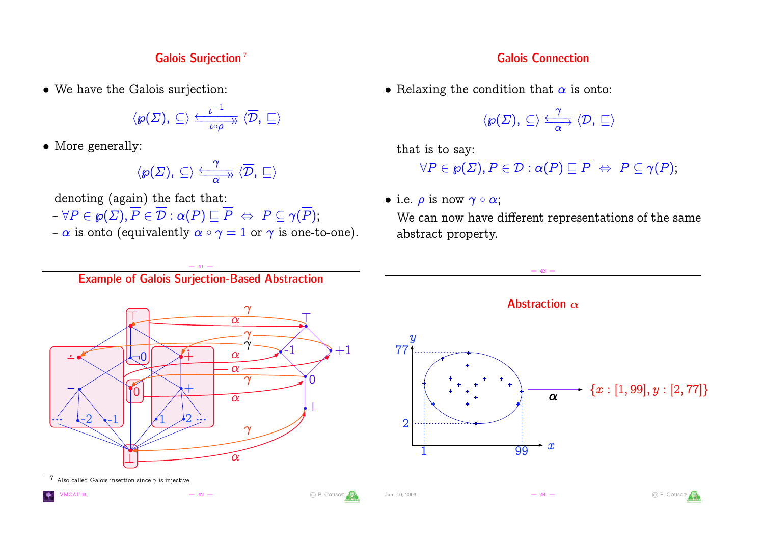## Galois Surjection [7]

- We have the Galois surjection:

$$\langle \wp(\Sigma),\ \subseteq\rangle \xleftarrow[\iota\circ\rho]{\iota^{-1}} \langle \overline{\mathcal{D}},\ \sqsubseteq\rangle$$

- More generally:

$$\langle \wp(\Sigma),\ \subseteq\rangle \xleftarrow[\alpha]{\gamma} \langle \overline{\mathcal{D}},\ \sqsubseteq\rangle$$

  denoting (again) the fact that:
  - $\forall P \in \wp(\Sigma), \overline{P} \in \overline{\mathcal{D}} : \alpha(P) \sqsubseteq \overline{P} \ \Leftrightarrow\ P \subseteq \gamma(\overline{P})$;
  - $\alpha$ is onto (equivalently $\alpha \circ \gamma = 1$ or $\gamma$ is one-to-one).

## Example of Galois Surjection-Based Abstraction

$\top$ $\neg 0$ $\dot{-}$ $\dot{+}$ $-$ $0$ $+$ ... -2 -1 1 2 ... $\bot$

$\gamma$ $\alpha$

$\top$ -1 +1 0 $\bot$

[7] Also called Galois insertion since $\gamma$ is injective.

## Galois Connection

- Relaxing the condition that $\alpha$ is onto:

$$\langle \wp(\Sigma),\ \subseteq\rangle \xleftarrow[\alpha]{\gamma} \langle \overline{\mathcal{D}},\ \sqsubseteq\rangle$$

  that is to say:

  $\forall P \in \wp(\Sigma), \overline{P} \in \overline{\mathcal{D}} : \alpha(P) \sqsubseteq \overline{P} \ \Leftrightarrow\ P \subseteq \gamma(\overline{P})$;

- i.e. $\rho$ is now $\gamma \circ \alpha$;

  We can now have different representations of the same abstract property.

## Abstraction $\alpha$

$y$ 77 2 1 99 $x$

$\alpha$

$\{x : [1, 99], y : [2, 77]\}$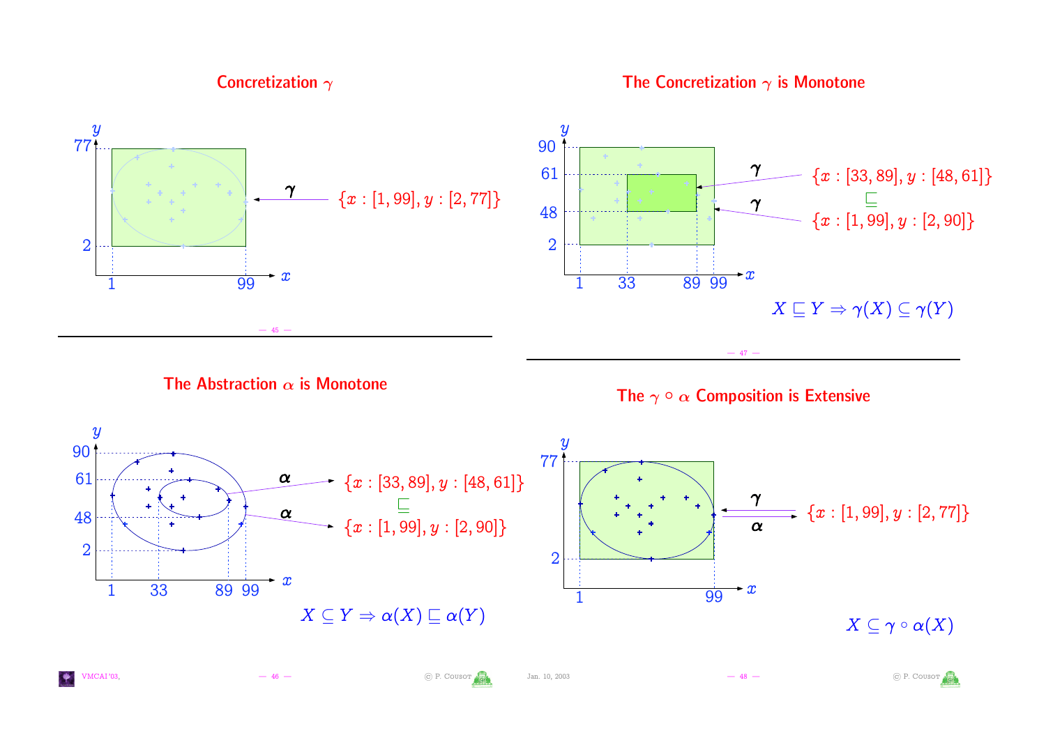## Concretization $\gamma$

$\gamma$

$\{x : [1, 99], y : [2, 77]\}$

## The Abstraction $\alpha$ is Monotone

$\alpha$ $\{x : [33, 89], y : [48, 61]\}$

$\sqsubseteq$

$\alpha$ $\{x : [1, 99], y : [2, 90]\}$

$$X \subseteq Y \Rightarrow \alpha(X) \sqsubseteq \alpha(Y)$$

## The Concretization $\gamma$ is Monotone

$\gamma$ $\{x : [33, 89], y : [48, 61]\}$

$\sqsubseteq$

$\gamma$ $\{x : [1, 99], y : [2, 90]\}$

$$X \sqsubseteq Y \Rightarrow \gamma(X) \subseteq \gamma(Y)$$

## The $\gamma \circ \alpha$ Composition is Extensive

$\gamma$

$\alpha$

$\{x : [1, 99], y : [2, 77]\}$

$$X \subseteq \gamma \circ \alpha(X)$$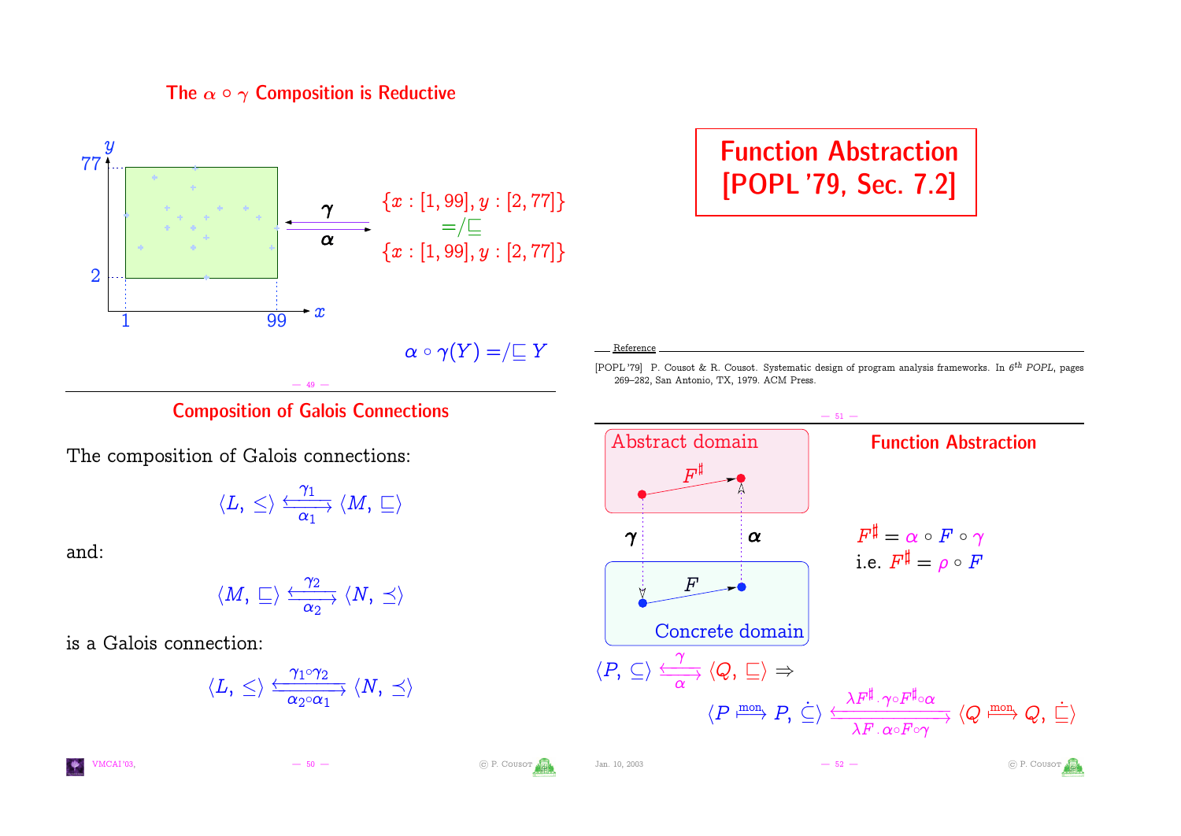## The $\alpha \circ \gamma$ Composition is Reductive

y
77
2
1
99
x

$\gamma$

$\alpha$

$\{x : [1, 99], y : [2, 77]\}$

$= / \sqsubseteq$

$\{x : [1, 99], y : [2, 77]\}$

$$\alpha \circ \gamma(Y) = / \sqsubseteq Y$$

## Composition of Galois Connections

The composition of Galois connections:

$$\langle L, \leq \rangle \xleftarrow[\alpha_1]{\gamma_1} \langle M, \sqsubseteq \rangle$$

and:

$$\langle M, \sqsubseteq \rangle \xleftarrow[\alpha_2]{\gamma_2} \langle N, \preceq \rangle$$

is a Galois connection:

$$\langle L, \leq \rangle \xleftarrow[\alpha_2 \circ \alpha_1]{\gamma_1 \circ \gamma_2} \langle N, \preceq \rangle$$

# Function Abstraction [POPL '79, Sec. 7.2]

Reference

[POPL '79] P. Cousot & R. Cousot. Systematic design of program analysis frameworks. In $6^{th}$ *POPL*, pages 269–282, San Antonio, TX, 1979. ACM Press.

## Function Abstraction

Abstract domain

$F^\sharp$

$\gamma$

$\alpha$

$F$

Concrete domain

$$F^\sharp = \alpha \circ F \circ \gamma$$

i.e. $F^\sharp = \rho \circ F$

$$\langle P, \subseteq \rangle \xleftarrow[\alpha]{\gamma} \langle Q, \sqsubseteq \rangle \Rightarrow$$

$$\langle P \xrightarrow{\text{mon}} P, \dot{\subseteq} \rangle \xleftarrow[\lambda F \cdot \alpha \circ F \circ \gamma]{\lambda F^\sharp \cdot \gamma \circ F^\sharp \circ \alpha} \langle Q \xrightarrow{\text{mon}} Q, \dot{\sqsubseteq} \rangle$$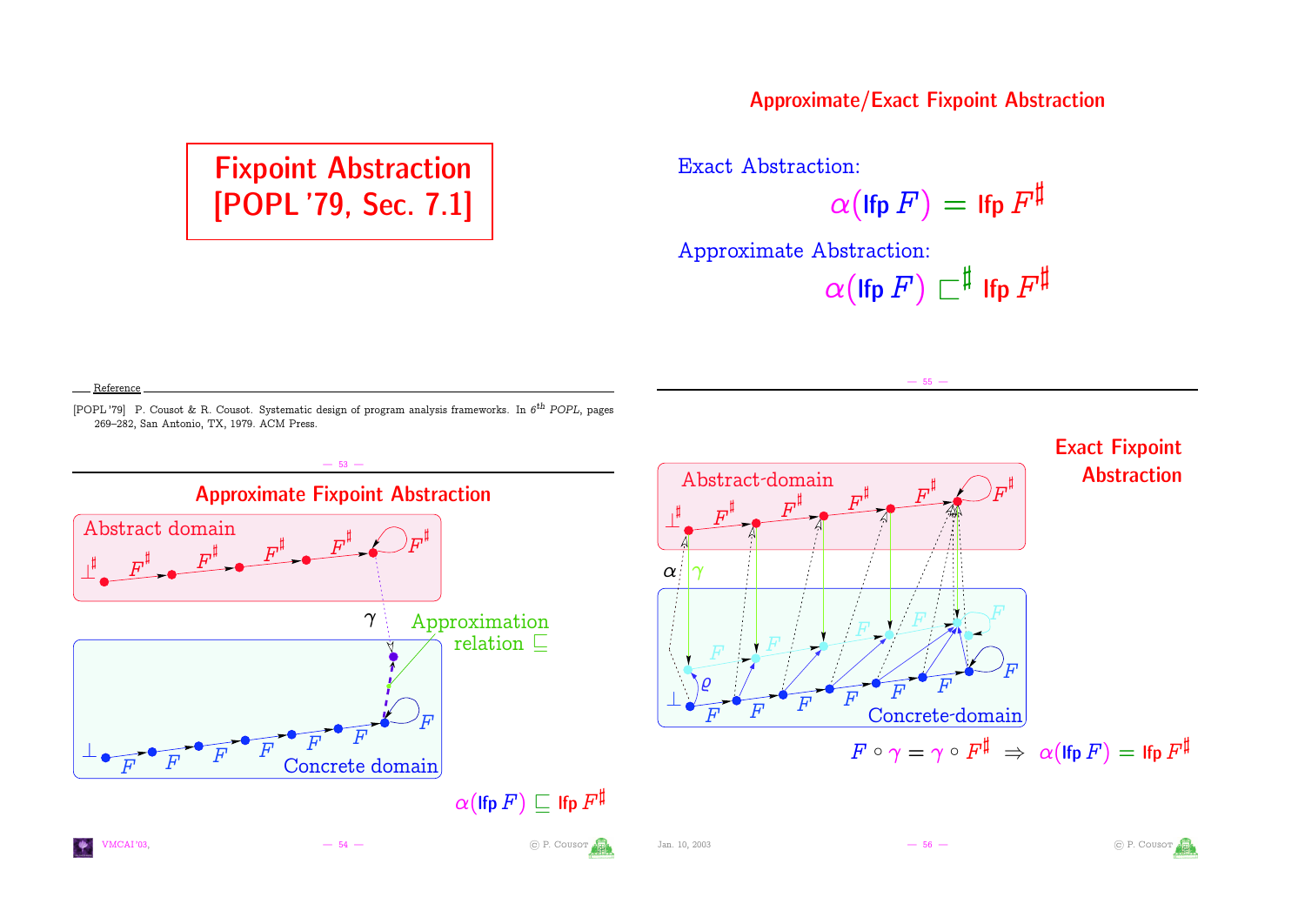# Fixpoint Abstraction [POPL '79, Sec. 7.1]

Reference

[POPL '79] P. Cousot & R. Cousot. Systematic design of program analysis frameworks. In 6[th] *POPL*, pages 269–282, San Antonio, TX, 1979. ACM Press.

---

## Approximate/Exact Fixpoint Abstraction

Exact Abstraction:

$$\alpha(\mathsf{lfp}\, F) = \mathsf{lfp}\, F^\sharp$$

Approximate Abstraction:

$$\alpha(\mathsf{lfp}\, F) \sqsubset^\sharp \mathsf{lfp}\, F^\sharp$$

---

## Approximate Fixpoint Abstraction

Abstract domain

$\perp^\sharp$ $F^\sharp$ $F^\sharp$ $F^\sharp$ $F^\sharp$ $F^\sharp$

$\gamma$

Approximation relation $\sqsubseteq$

$\perp$ $F$ $F$ $F$ $F$ $F$ $F$ $F$

Concrete domain

$$\alpha(\mathsf{lfp}\, F) \sqsubseteq \mathsf{lfp}\, F^\sharp$$

---

## Exact Fixpoint Abstraction

Abstract-domain

$\perp^\sharp$ $F^\sharp$ $F^\sharp$ $F^\sharp$ $F^\sharp$ $F^\sharp$

$\alpha$ $\gamma$

$\varrho$

$\perp$ $F$ $F$ $F$ $F$ $F$ $F$

Concrete-domain

$$F \circ \gamma = \gamma \circ F^\sharp \;\Rightarrow\; \alpha(\mathsf{lfp}\, F) = \mathsf{lfp}\, F^\sharp$$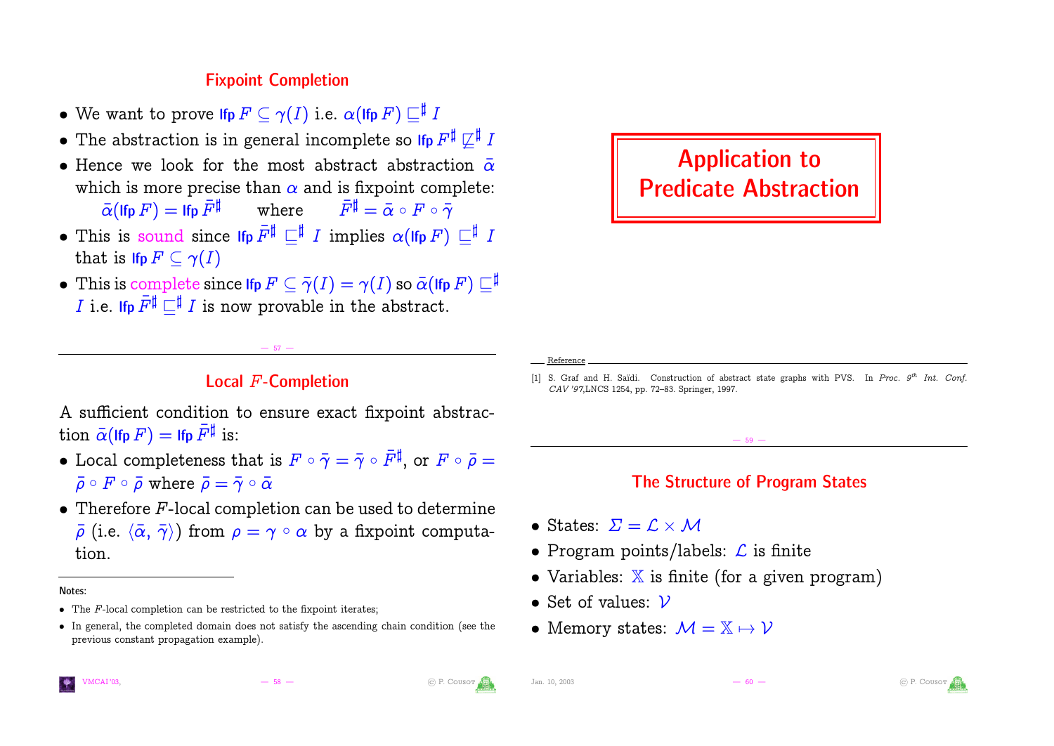## Fixpoint Completion

- We want to prove $\mathsf{lfp}\, F \subseteq \gamma(I)$ i.e. $\alpha(\mathsf{lfp}\, F) \sqsubseteq^\sharp I$
- The abstraction is in general incomplete so $\mathsf{lfp}\, F^\sharp \not\sqsubseteq^\sharp I$
- Hence we look for the most abstract abstraction $\bar{\alpha}$ which is more precise than $\alpha$ and is fixpoint complete:

  $\bar{\alpha}(\mathsf{lfp}\, F) = \mathsf{lfp}\, \bar{F}^\sharp \quad$ where $\quad \bar{F}^\sharp = \bar{\alpha} \circ F \circ \bar{\gamma}$
- This is sound since $\mathsf{lfp}\, \bar{F}^\sharp \sqsubseteq^\sharp I$ implies $\alpha(\mathsf{lfp}\, F) \sqsubseteq^\sharp I$ that is $\mathsf{lfp}\, F \subseteq \gamma(I)$
- This is complete since $\mathsf{lfp}\, F \subseteq \bar{\gamma}(I) = \gamma(I)$ so $\bar{\alpha}(\mathsf{lfp}\, F) \sqsubseteq^\sharp I$ i.e. $\mathsf{lfp}\, \bar{F}^\sharp \sqsubseteq^\sharp I$ is now provable in the abstract.

## Local $F$-Completion

A sufficient condition to ensure exact fixpoint abstraction $\bar{\alpha}(\mathsf{lfp}\, F) = \mathsf{lfp}\, \bar{F}^\sharp$ is:

- Local completeness that is $F \circ \bar{\gamma} = \bar{\gamma} \circ \bar{F}^\sharp$, or $F \circ \bar{\rho} = \bar{\rho} \circ F \circ \bar{\rho}$ where $\bar{\rho} = \bar{\gamma} \circ \bar{\alpha}$
- Therefore $F$-local completion can be used to determine $\bar{\rho}$ (i.e. $\langle \bar{\alpha},\, \bar{\gamma} \rangle$) from $\rho = \gamma \circ \alpha$ by a fixpoint computation.

**Notes:**

- The $F$-local completion can be restricted to the fixpoint iterates;
- In general, the completed domain does not satisfy the ascending chain condition (see the previous constant propagation example).

## Application to Predicate Abstraction

Reference

[1] S. Graf and H. Saïdi. Construction of abstract state graphs with PVS. In *Proc. 9th Int. Conf. CAV '97*, LNCS 1254, pp. 72–83. Springer, 1997.

## The Structure of Program States

- States: $\Sigma = \mathcal{L} \times \mathcal{M}$
- Program points/labels: $\mathcal{L}$ is finite
- Variables: $\mathbb{X}$ is finite (for a given program)
- Set of values: $\mathcal{V}$
- Memory states: $\mathcal{M} = \mathbb{X} \mapsto \mathcal{V}$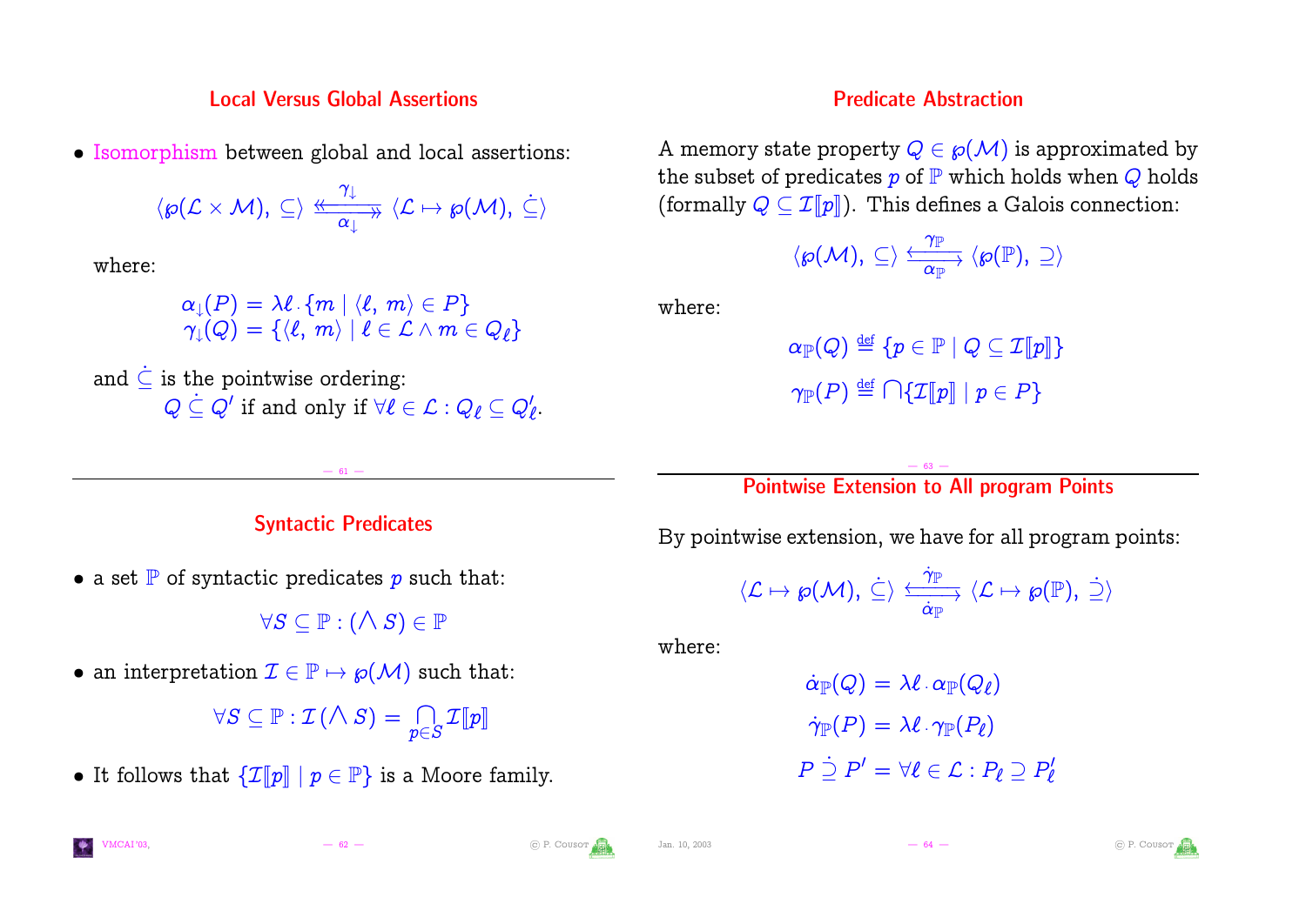## Local Versus Global Assertions

- Isomorphism between global and local assertions:

$$\langle \wp(\mathcal{L} \times \mathcal{M}),\ \subseteq \rangle \underset{\alpha_\downarrow}{\overset{\gamma_\downarrow}{\leftrightarrows}} \langle \mathcal{L} \mapsto \wp(\mathcal{M}),\ \dot{\subseteq} \rangle$$

where:

$$\alpha_\downarrow(P) = \lambda \ell \cdot \{m \mid \langle \ell,\ m\rangle \in P\}$$
$$\gamma_\downarrow(Q) = \{\langle \ell,\ m\rangle \mid \ell \in \mathcal{L} \wedge m \in Q_\ell\}$$

and $\dot{\subseteq}$ is the pointwise ordering:
$Q \dot{\subseteq} Q'$ if and only if $\forall \ell \in \mathcal{L} : Q_\ell \subseteq Q'_\ell$.

## Syntactic Predicates

- a set $\mathbb{P}$ of syntactic predicates $p$ such that:

$$\forall S \subseteq \mathbb{P} : (\bigwedge S) \in \mathbb{P}$$

- an interpretation $\mathcal{I} \in \mathbb{P} \mapsto \wp(\mathcal{M})$ such that:

$$\forall S \subseteq \mathbb{P} : \mathcal{I}(\bigwedge S) = \bigcap_{p \in S} \mathcal{I}[\![p]\!]$$

- It follows that $\{\mathcal{I}[\![p]\!] \mid p \in \mathbb{P}\}$ is a Moore family.

## Predicate Abstraction

A memory state property $Q \in \wp(\mathcal{M})$ is approximated by the subset of predicates $p$ of $\mathbb{P}$ which holds when $Q$ holds (formally $Q \subseteq \mathcal{I}[\![p]\!]$). This defines a Galois connection:

$$\langle \wp(\mathcal{M}),\ \subseteq \rangle \underset{\alpha_{\mathbb{P}}}{\overset{\gamma_{\mathbb{P}}}{\leftrightarrows}} \langle \wp(\mathbb{P}),\ \supseteq \rangle$$

where:

$$\alpha_{\mathbb{P}}(Q) \stackrel{\text{def}}{=} \{p \in \mathbb{P} \mid Q \subseteq \mathcal{I}[\![p]\!]\}$$

$$\gamma_{\mathbb{P}}(P) \stackrel{\text{def}}{=} \bigcap\{\mathcal{I}[\![p]\!] \mid p \in P\}$$

## Pointwise Extension to All program Points

By pointwise extension, we have for all program points:

$$\langle \mathcal{L} \mapsto \wp(\mathcal{M}),\ \dot{\subseteq} \rangle \underset{\dot{\alpha}_{\mathbb{P}}}{\overset{\dot{\gamma}_{\mathbb{P}}}{\leftrightarrows}} \langle \mathcal{L} \mapsto \wp(\mathbb{P}),\ \dot{\supseteq} \rangle$$

where:

$$\dot{\alpha}_{\mathbb{P}}(Q) = \lambda \ell \cdot \alpha_{\mathbb{P}}(Q_\ell)$$

$$\dot{\gamma}_{\mathbb{P}}(P) = \lambda \ell \cdot \gamma_{\mathbb{P}}(P_\ell)$$

$$P \dot{\supseteq} P' = \forall \ell \in \mathcal{L} : P_\ell \supseteq P'_\ell$$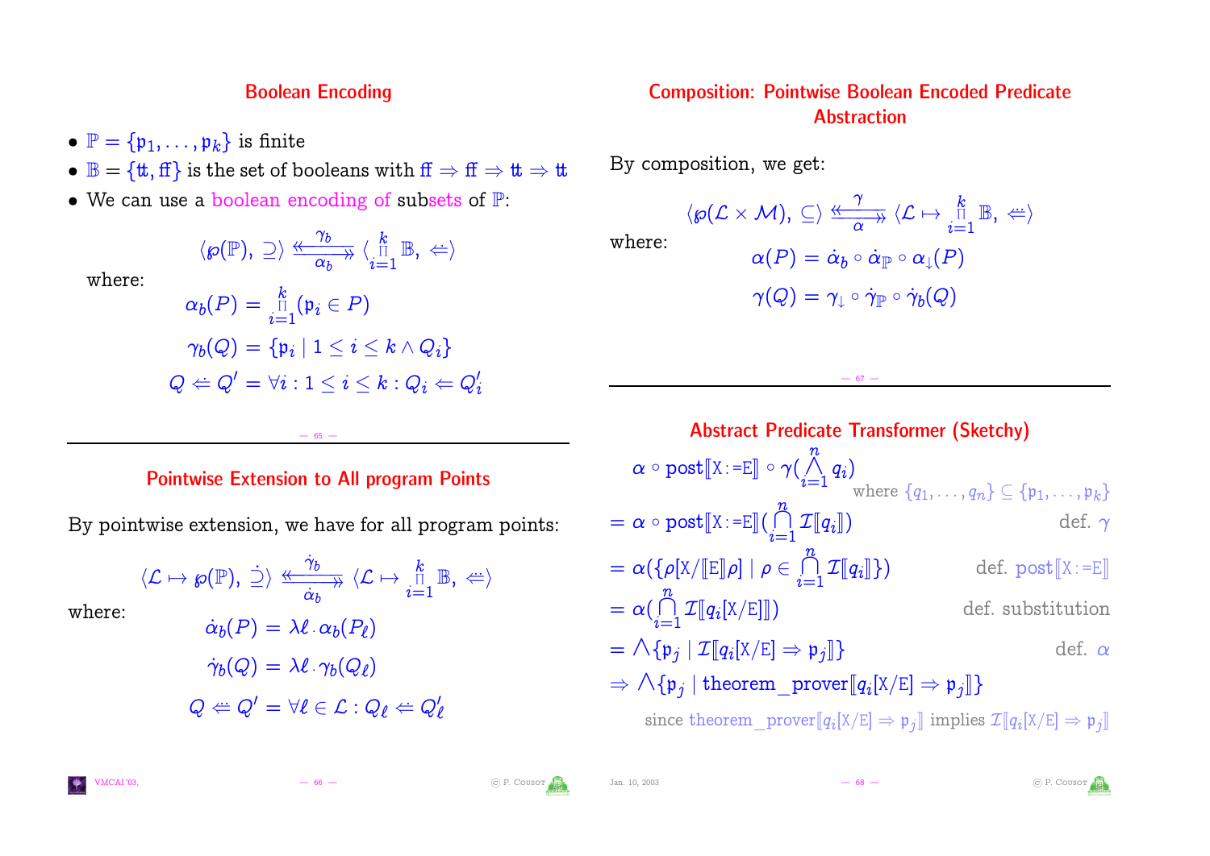## Boolean Encoding

- $\mathbb{P} = \{\mathfrak{p}_1, \ldots, \mathfrak{p}_k\}$ is finite
- $\mathbb{B} = \{\mathtt{tt}, \mathtt{ff}\}$ is the set of booleans with $\mathtt{ff} \Rightarrow \mathtt{ff} \Rightarrow \mathtt{tt} \Rightarrow \mathtt{tt}$
- We can use a boolean encoding of subsets of $\mathbb{P}$:

$$\langle \wp(\mathbb{P}),\ \supseteq\rangle \xleftarrow[\alpha_b]{\gamma_b} \langle \prod_{i=1}^{k} \mathbb{B},\ \Leftarrow\rangle$$

where:

$$\alpha_b(P) = \prod_{i=1}^{k} (\mathfrak{p}_i \in P)$$

$$\gamma_b(Q) = \{\mathfrak{p}_i \mid 1 \le i \le k \wedge Q_i\}$$

$$Q \Leftarrow Q' = \forall i : 1 \le i \le k : Q_i \Leftarrow Q'_i$$

## Pointwise Extension to All program Points

By pointwise extension, we have for all program points:

$$\langle \mathcal{L} \mapsto \wp(\mathbb{P}),\ \dot{\supseteq}\rangle \xleftarrow[\dot{\alpha}_b]{\dot{\gamma}_b} \langle \mathcal{L} \mapsto \prod_{i=1}^{k} \mathbb{B},\ \dot{\Leftarrow}\rangle$$

where:

$$\dot{\alpha}_b(P) = \lambda \ell \cdot \alpha_b(P_\ell)$$

$$\dot{\gamma}_b(Q) = \lambda \ell \cdot \gamma_b(Q_\ell)$$

$$Q \dot{\Leftarrow} Q' = \forall \ell \in \mathcal{L} : Q_\ell \Leftarrow Q'_\ell$$

## Composition: Pointwise Boolean Encoded Predicate Abstraction

By composition, we get:

$$\langle \wp(\mathcal{L} \times \mathcal{M}),\ \subseteq\rangle \xleftarrow[\alpha]{\gamma} \langle \mathcal{L} \mapsto \prod_{i=1}^{k} \mathbb{B},\ \dot{\Leftarrow}\rangle$$

where:

$$\alpha(P) = \dot{\alpha}_b \circ \dot{\alpha}_{\mathbb{P}} \circ \alpha_{\downarrow}(P)$$

$$\gamma(Q) = \gamma_{\downarrow} \circ \dot{\gamma}_{\mathbb{P}} \circ \dot{\gamma}_b(Q)$$

## Abstract Predicate Transformer (Sketchy)

$$\alpha \circ \mathrm{post}[\![\mathtt{X:=E}]\!] \circ \gamma(\bigwedge_{i=1}^{n} q_i) \quad \text{where } \{q_1, \ldots, q_n\} \subseteq \{\mathfrak{p}_1, \ldots, \mathfrak{p}_k\}$$

$$= \alpha \circ \mathrm{post}[\![\mathtt{X:=E}]\!](\bigcap_{i=1}^{n} \mathcal{I}[\![q_i]\!]) \qquad \text{def. } \gamma$$

$$= \alpha(\{\rho[\mathtt{X}/[\![\mathtt{E}]\!]\rho] \mid \rho \in \bigcap_{i=1}^{n} \mathcal{I}[\![q_i]\!]\}) \qquad \text{def. post}[\![\mathtt{X:=E}]\!]$$

$$= \alpha(\bigcap_{i=1}^{n} \mathcal{I}[\![q_i[\mathtt{X}/\mathtt{E}]]\!]) \qquad \text{def. substitution}$$

$$= \bigwedge\{\mathfrak{p}_j \mid \mathcal{I}[\![q_i[\mathtt{X}/\mathtt{E}] \Rightarrow \mathfrak{p}_j]\!]\} \qquad \text{def. } \alpha$$

$$\Rightarrow \bigwedge\{\mathfrak{p}_j \mid \mathrm{theorem\_prover}[\![q_i[\mathtt{X}/\mathtt{E}] \Rightarrow \mathfrak{p}_j]\!]\}$$

since $\mathrm{theorem\_prover}[\![q_i[\mathtt{X}/\mathtt{E}] \Rightarrow \mathfrak{p}_j]\!]$ implies $\mathcal{I}[\![q_i[\mathtt{X}/\mathtt{E}] \Rightarrow \mathfrak{p}_j]\!]$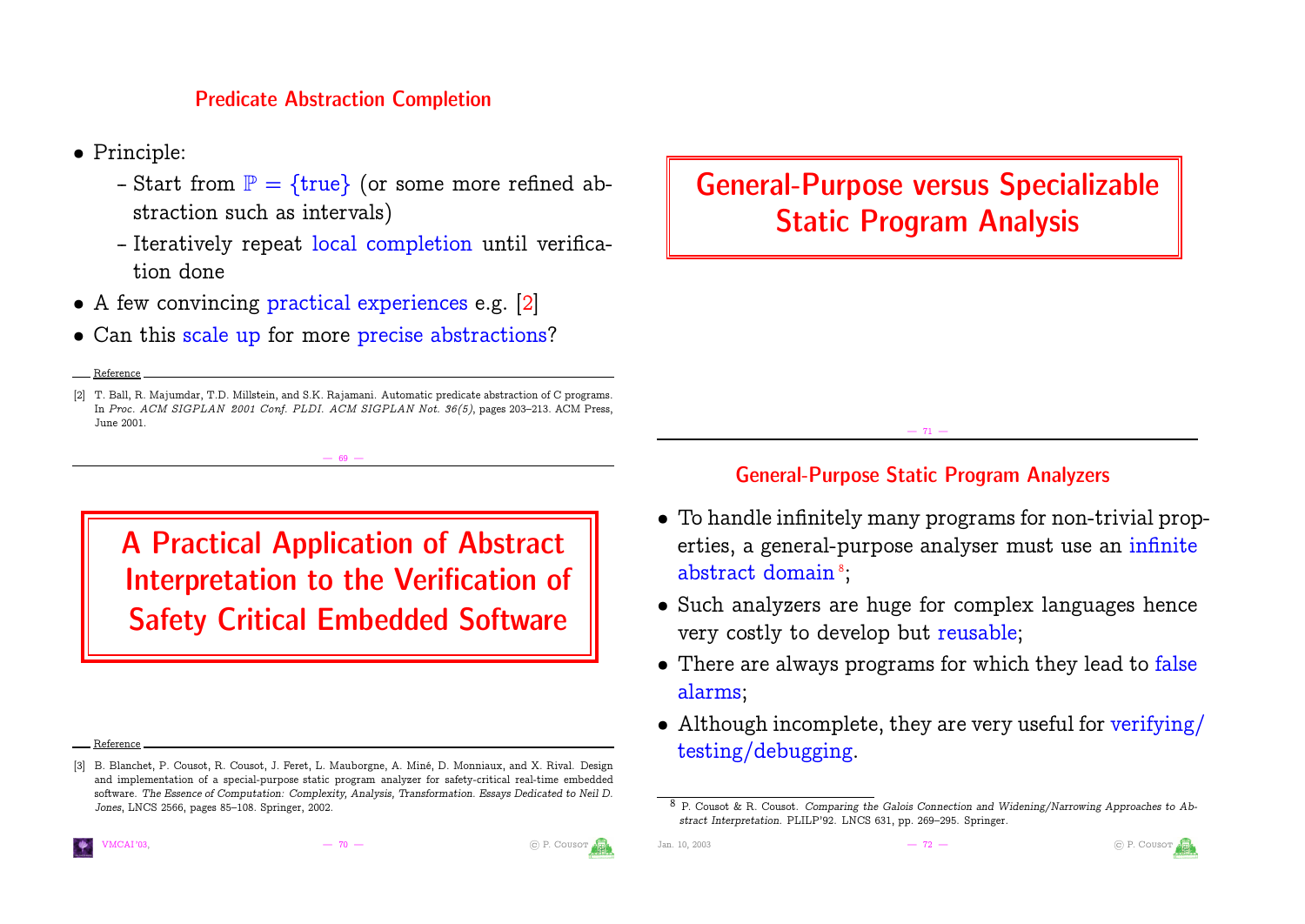## Predicate Abstraction Completion

- Principle:
  - Start from $\mathbb{P} = \{\text{true}\}$ (or some more refined abstraction such as intervals)
  - Iteratively repeat local completion until verification done
- A few convincing practical experiences e.g. [2]
- Can this scale up for more precise abstractions?

Reference

[2] T. Ball, R. Majumdar, T.D. Millstein, and S.K. Rajamani. Automatic predicate abstraction of C programs. In *Proc. ACM SIGPLAN 2001 Conf. PLDI. ACM SIGPLAN Not. 36(5)*, pages 203–213. ACM Press, June 2001.

# A Practical Application of Abstract Interpretation to the Verification of Safety Critical Embedded Software

Reference

[3] B. Blanchet, P. Cousot, R. Cousot, J. Feret, L. Mauborgne, A. Miné, D. Monniaux, and X. Rival. Design and implementation of a special-purpose static program analyzer for safety-critical real-time embedded software. *The Essence of Computation: Complexity, Analysis, Transformation. Essays Dedicated to Neil D. Jones*, LNCS 2566, pages 85–108. Springer, 2002.

# General-Purpose versus Specializable Static Program Analysis

## General-Purpose Static Program Analyzers

- To handle infinitely many programs for non-trivial properties, a general-purpose analyser must use an infinite abstract domain [8];
- Such analyzers are huge for complex languages hence very costly to develop but reusable;
- There are always programs for which they lead to false alarms;
- Although incomplete, they are very useful for verifying/testing/debugging.

[8] P. Cousot & R. Cousot. *Comparing the Galois Connection and Widening/Narrowing Approaches to Abstract Interpretation.* PLILP'92. LNCS 631, pp. 269–295. Springer.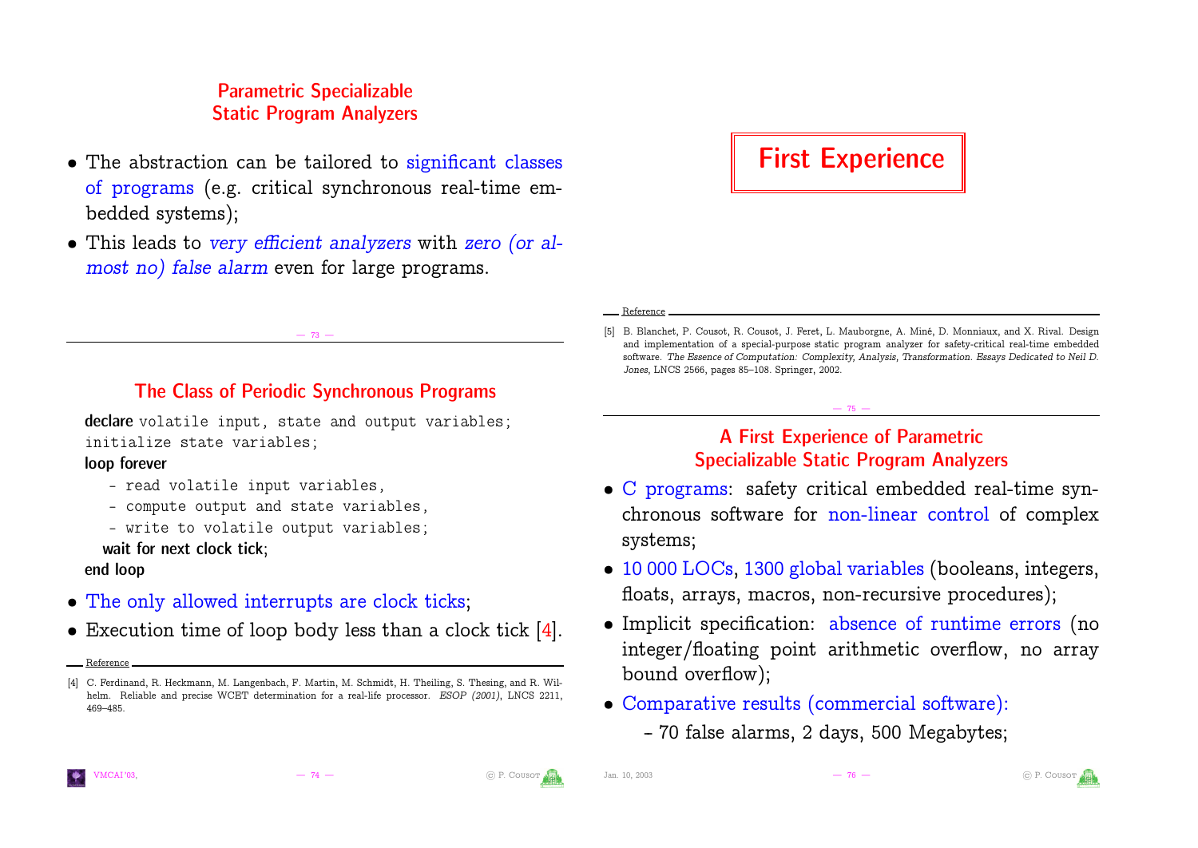## Parametric Specializable Static Program Analyzers

- The abstraction can be tailored to significant classes of programs (e.g. critical synchronous real-time embedded systems);
- This leads to *very efficient analyzers* with *zero (or almost no) false alarm* even for large programs.

## The Class of Periodic Synchronous Programs

```
declare volatile input, state and output variables;
initialize state variables;
loop forever
   - read volatile input variables,
   - compute output and state variables,
   - write to volatile output variables;
  wait for next clock tick;
end loop
```

- The only allowed interrupts are clock ticks;
- Execution time of loop body less than a clock tick [4].

Reference

[4] C. Ferdinand, R. Heckmann, M. Langenbach, F. Martin, M. Schmidt, H. Theiling, S. Thesing, and R. Wilhelm. Reliable and precise WCET determination for a real-life processor. *ESOP (2001)*, LNCS 2211, 469–485.

# First Experience

Reference

[5] B. Blanchet, P. Cousot, R. Cousot, J. Feret, L. Mauborgne, A. Miné, D. Monniaux, and X. Rival. Design and implementation of a special-purpose static program analyzer for safety-critical real-time embedded software. *The Essence of Computation: Complexity, Analysis, Transformation. Essays Dedicated to Neil D. Jones*, LNCS 2566, pages 85–108. Springer, 2002.

## A First Experience of Parametric Specializable Static Program Analyzers

- C programs: safety critical embedded real-time synchronous software for non-linear control of complex systems;
- 10 000 LOCs, 1300 global variables (booleans, integers, floats, arrays, macros, non-recursive procedures);
- Implicit specification: absence of runtime errors (no integer/floating point arithmetic overflow, no array bound overflow);
- Comparative results (commercial software):
  - 70 false alarms, 2 days, 500 Megabytes;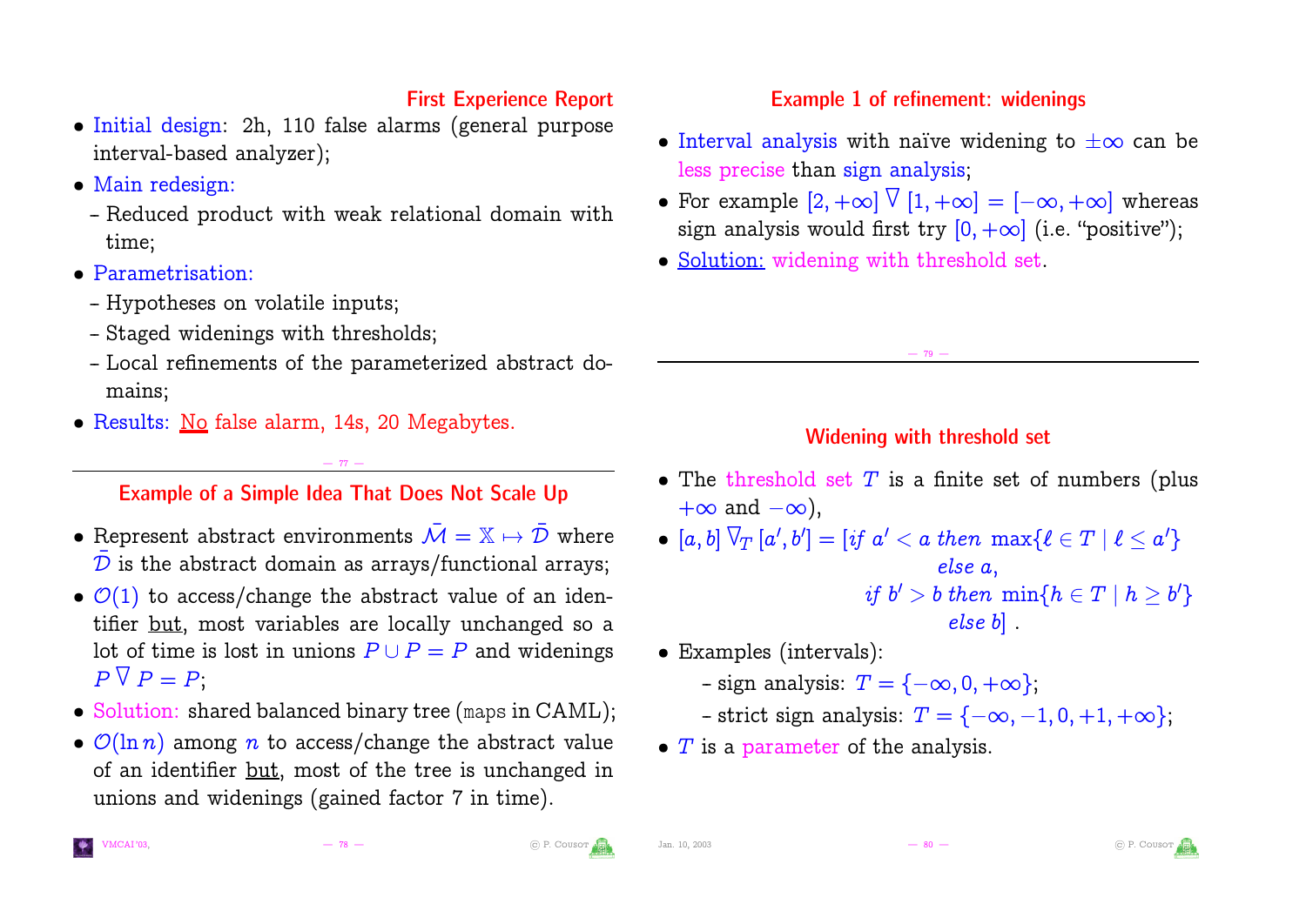## First Experience Report

- Initial design: 2h, 110 false alarms (general purpose interval-based analyzer);
- Main redesign:
  - Reduced product with weak relational domain with time;
- Parametrisation:
  - Hypotheses on volatile inputs;
  - Staged widenings with thresholds;
  - Local refinements of the parameterized abstract domains;
- Results: No false alarm, 14s, 20 Megabytes.

## Example of a Simple Idea That Does Not Scale Up

- Represent abstract environments $\bar{\mathcal{M}} = \mathbb{X} \mapsto \bar{\mathcal{D}}$ where $\bar{\mathcal{D}}$ is the abstract domain as arrays/functional arrays;
- $\mathcal{O}(1)$ to access/change the abstract value of an identifier but, most variables are locally unchanged so a lot of time is lost in unions $P \cup P = P$ and widenings $P \triangledown P = P$;
- Solution: shared balanced binary tree (maps in CAML);
- $\mathcal{O}(\ln n)$ among $n$ to access/change the abstract value of an identifier but, most of the tree is unchanged in unions and widenings (gained factor 7 in time).

## Example 1 of refinement: widenings

- Interval analysis with naïve widening to $\pm\infty$ can be less precise than sign analysis;
- For example $[2, +\infty] \triangledown [1, +\infty] = [-\infty, +\infty]$ whereas sign analysis would first try $[0, +\infty]$ (i.e. "positive");
- Solution: widening with threshold set.

## Widening with threshold set

- The threshold set $T$ is a finite set of numbers (plus $+\infty$ and $-\infty$),
- $[a, b] \triangledown_T [a', b'] = [\textit{if } a' < a \textit{ then } \max\{\ell \in T \mid \ell \leq a'\} \textit{ else } a, \; \textit{if } b' > b \textit{ then } \min\{h \in T \mid h \geq b'\} \textit{ else } b]$ .
- Examples (intervals):
  - sign analysis: $T = \{-\infty, 0, +\infty\}$;
  - strict sign analysis: $T = \{-\infty, -1, 0, +1, +\infty\}$;
- $T$ is a parameter of the analysis.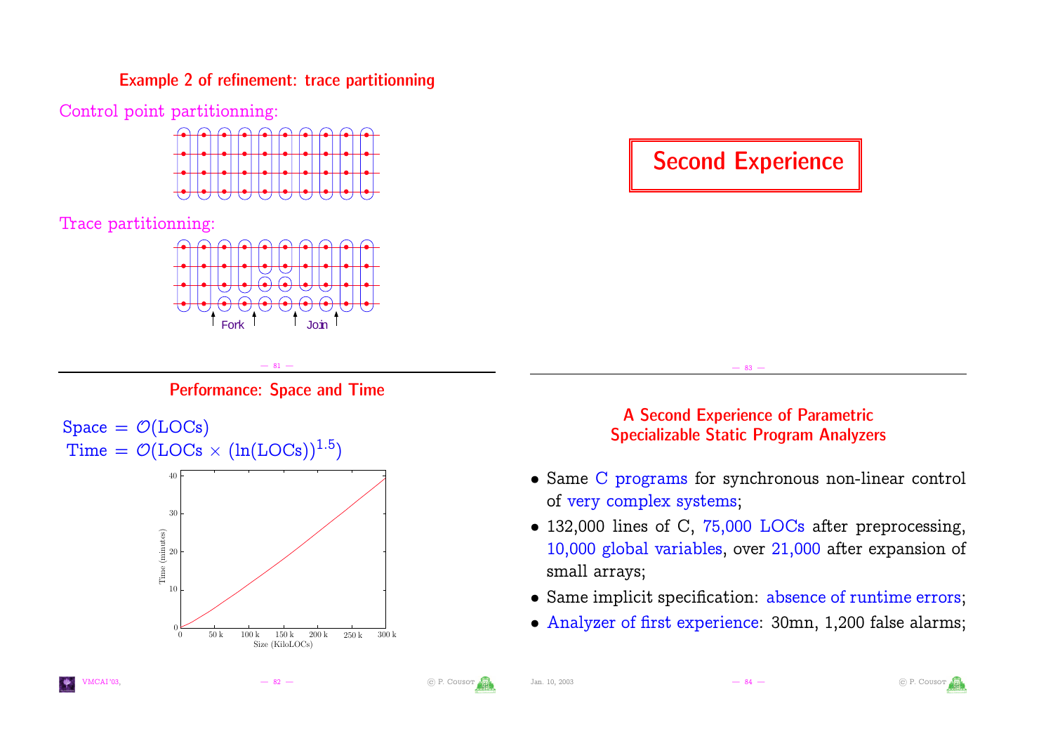## Example 2 of refinement: trace partitionning

Control point partitionning:

Trace partitionning:

Fork

Join

## Performance: Space and Time

Space $= \mathcal{O}(\text{LOCs})$
Time $= \mathcal{O}(\text{LOCs} \times (\ln(\text{LOCs}))^{1.5})$

Time (minutes)
0
10
20
30
40
0
50 k
100 k
150 k
200 k
250 k
300 k
Size (KiloLOCs)

## Second Experience

## A Second Experience of Parametric Specializable Static Program Analyzers

- Same C programs for synchronous non-linear control of very complex systems;
- 132,000 lines of C, 75,000 LOCs after preprocessing, 10,000 global variables, over 21,000 after expansion of small arrays;
- Same implicit specification: absence of runtime errors;
- Analyzer of first experience: 30mn, 1,200 false alarms;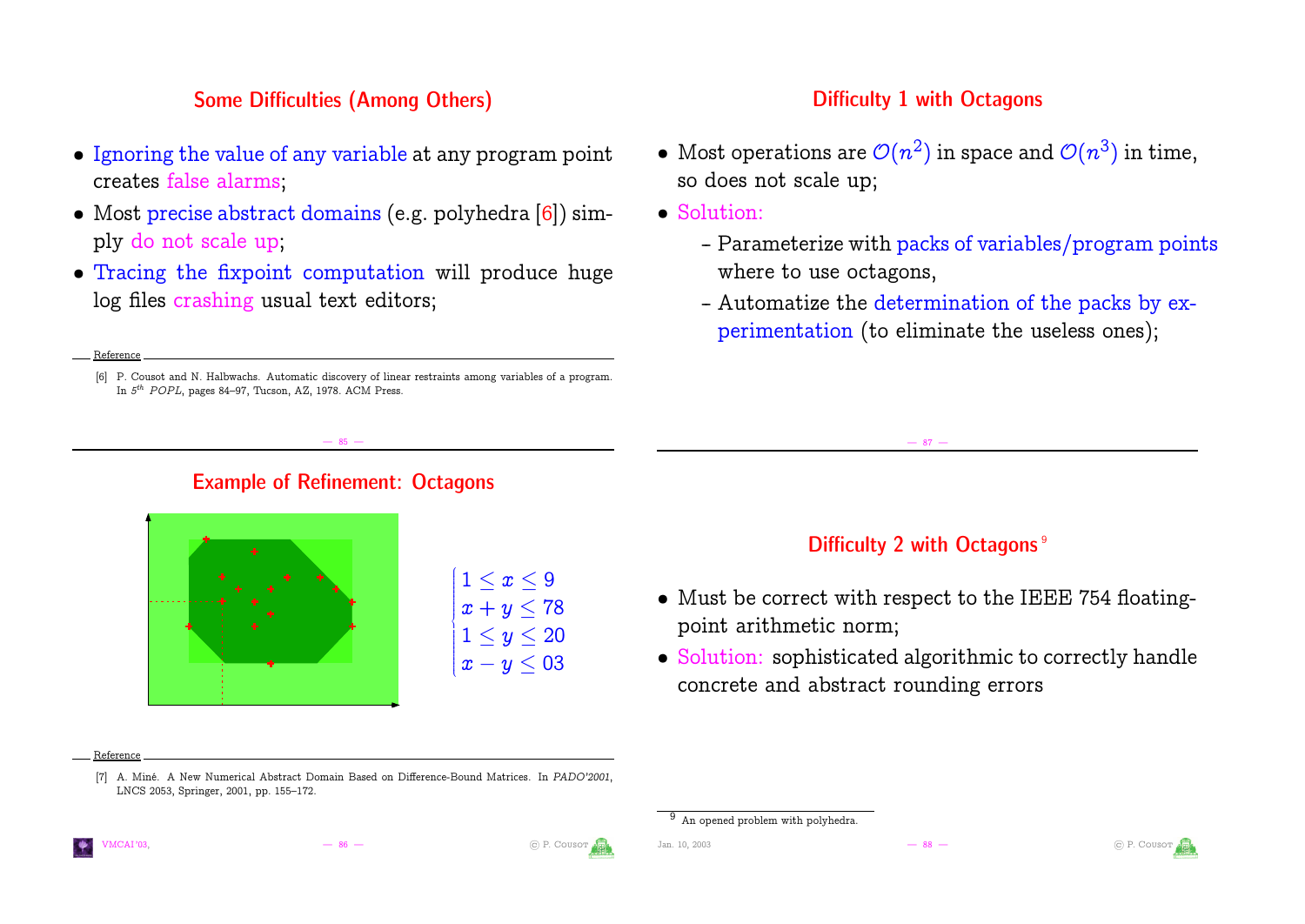## Some Difficulties (Among Others)

- Ignoring the value of any variable at any program point creates false alarms;
- Most precise abstract domains (e.g. polyhedra [6]) simply do not scale up;
- Tracing the fixpoint computation will produce huge log files crashing usual text editors;

Reference

[6] P. Cousot and N. Halbwachs. Automatic discovery of linear restraints among variables of a program. In $5^{th}$ *POPL*, pages 84–97, Tucson, AZ, 1978. ACM Press.

## Example of Refinement: Octagons

$$
\begin{cases}
1 \leq x \leq 9 \\
x + y \leq 78 \\
1 \leq y \leq 20 \\
x - y \leq 03
\end{cases}
$$

Reference

[7] A. Miné. A New Numerical Abstract Domain Based on Difference-Bound Matrices. In *PADO'2001*, LNCS 2053, Springer, 2001, pp. 155–172.

## Difficulty 1 with Octagons

- Most operations are $\mathcal{O}(n^2)$ in space and $\mathcal{O}(n^3)$ in time, so does not scale up;
- Solution:
  - Parameterize with packs of variables/program points where to use octagons,
  - Automatize the determination of the packs by experimentation (to eliminate the useless ones);

## Difficulty 2 with Octagons [9]

- Must be correct with respect to the IEEE 754 floating-point arithmetic norm;
- Solution: sophisticated algorithmic to correctly handle concrete and abstract rounding errors

[9] An opened problem with polyhedra.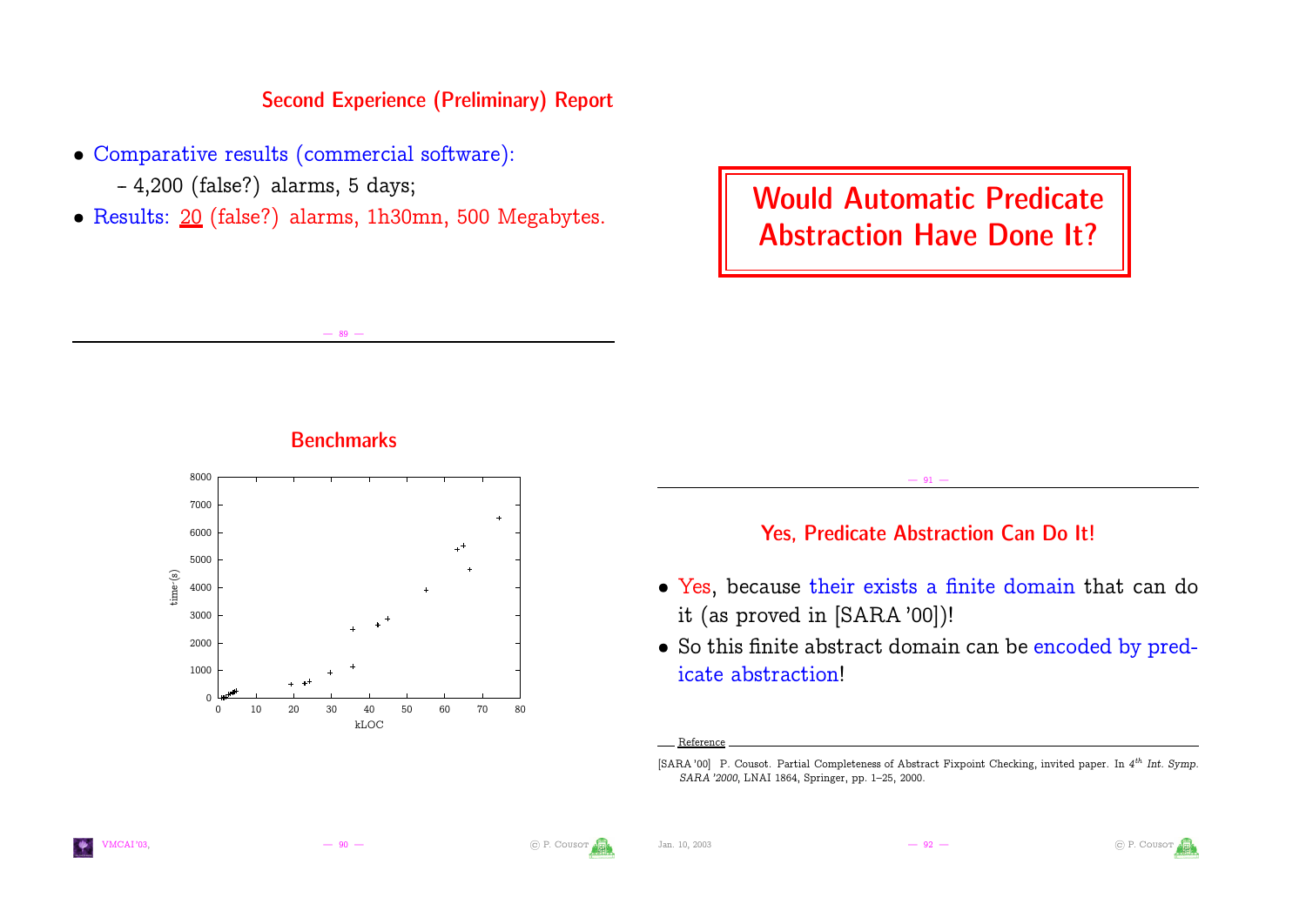## Second Experience (Preliminary) Report

- Comparative results (commercial software):
  - 4,200 (false?) alarms, 5 days;
- Results: 20 (false?) alarms, 1h30mn, 500 Megabytes.

## Benchmarks

8000
7000
6000
5000
4000
3000
2000
1000
0
time (s)
0 10 20 30 40 50 60 70 80
kLOC

## Would Automatic Predicate Abstraction Have Done It?

## Yes, Predicate Abstraction Can Do It!

- Yes, because their exists a finite domain that can do it (as proved in [SARA '00])!
- So this finite abstract domain can be encoded by predicate abstraction!

Reference

[SARA '00] P. Cousot. Partial Completeness of Abstract Fixpoint Checking, invited paper. In $4^{th}$ *Int. Symp. SARA '2000*, LNAI 1864, Springer, pp. 1–25, 2000.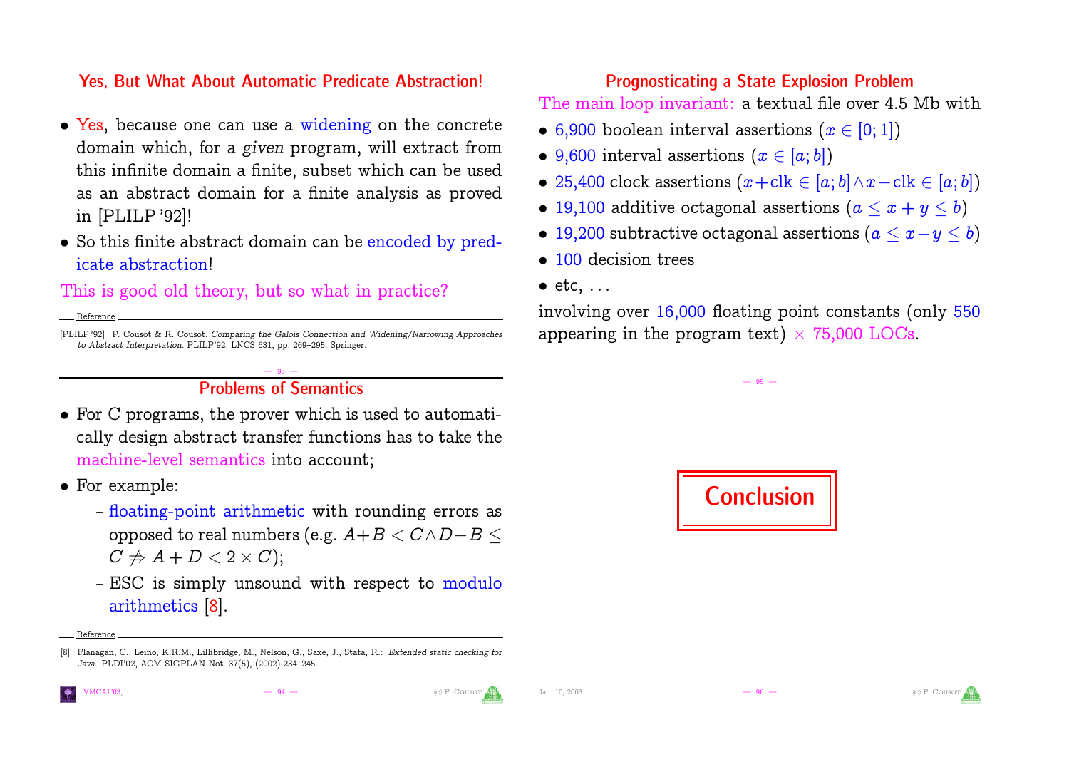## Yes, But What About Automatic Predicate Abstraction!

- Yes, because one can use a widening on the concrete domain which, for a *given* program, will extract from this infinite domain a finite, subset which can be used as an abstract domain for a finite analysis as proved in [PLILP '92]!
- So this finite abstract domain can be encoded by predicate abstraction!

This is good old theory, but so what in practice?

Reference

[PLILP '92] P. Cousot & R. Cousot. *Comparing the Galois Connection and Widening/Narrowing Approaches to Abstract Interpretation*. PLILP'92. LNCS 631, pp. 269–295. Springer.

## Problems of Semantics

- For C programs, the prover which is used to automatically design abstract transfer functions has to take the machine-level semantics into account;
- For example:
  - floating-point arithmetic with rounding errors as opposed to real numbers (e.g. $A+B < C \wedge D-B \leq C \not\Rightarrow A+D < 2 \times C$);
  - ESC is simply unsound with respect to modulo arithmetics [8].

Reference

[8] Flanagan, C., Leino, K.R.M., Lillibridge, M., Nelson, G., Saxe, J., Stata, R.: *Extended static checking for Java*. PLDI'02, ACM SIGPLAN Not. 37(5), (2002) 234–245.

## Prognosticating a State Explosion Problem

The main loop invariant: a textual file over 4.5 Mb with

- 6,900 boolean interval assertions ($x \in [0; 1]$)
- 9,600 interval assertions ($x \in [a; b]$)
- 25,400 clock assertions ($x+\text{clk} \in [a; b] \wedge x-\text{clk} \in [a; b]$)
- 19,100 additive octagonal assertions ($a \leq x + y \leq b$)
- 19,200 subtractive octagonal assertions ($a \leq x - y \leq b$)
- 100 decision trees
- etc, ...

involving over 16,000 floating point constants (only 550 appearing in the program text) $\times$ 75,000 LOCs.

# Conclusion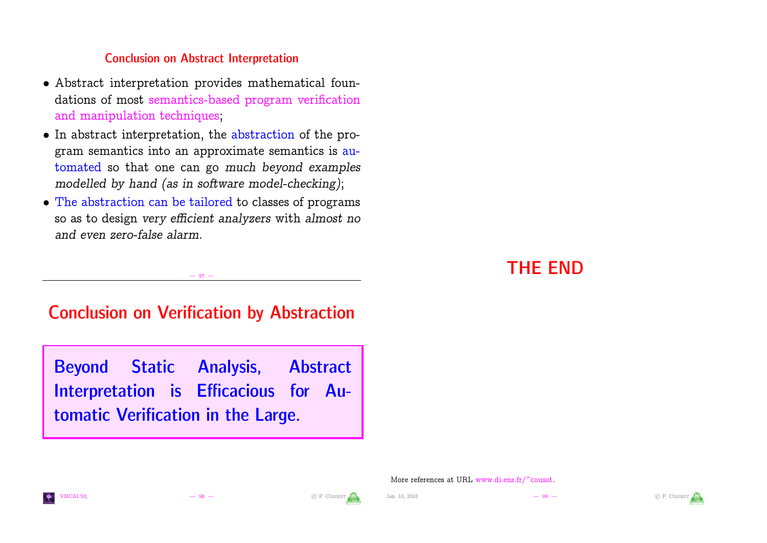## Conclusion on Abstract Interpretation

- Abstract interpretation provides mathematical foundations of most semantics-based program verification and manipulation techniques;
- In abstract interpretation, the abstraction of the program semantics into an approximate semantics is automated so that one can go *much beyond examples modelled by hand (as in software model-checking)*;
- The abstraction can be tailored to classes of programs so as to design *very efficient analyzers* with *almost no and even zero-false alarm*.

## Conclusion on Verification by Abstraction

**Beyond Static Analysis, Abstract Interpretation is Efficacious for Automatic Verification in the Large.**

# THE END

More references at URL www.di.ens.fr/~cousot.